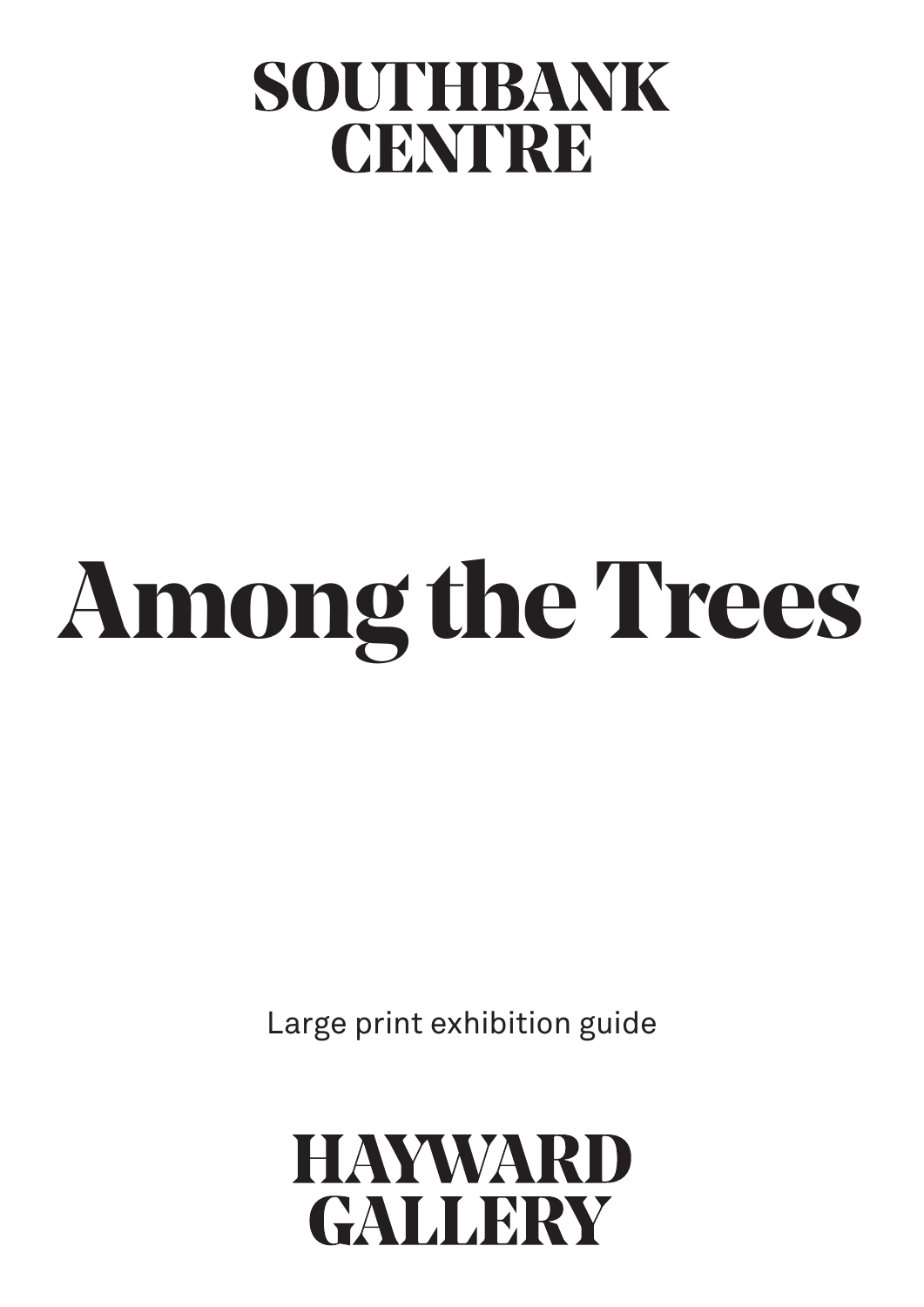SOUTHBANK CENTRE

# Among the Trees

Large print exhibition guide

HAYWARD GALLERY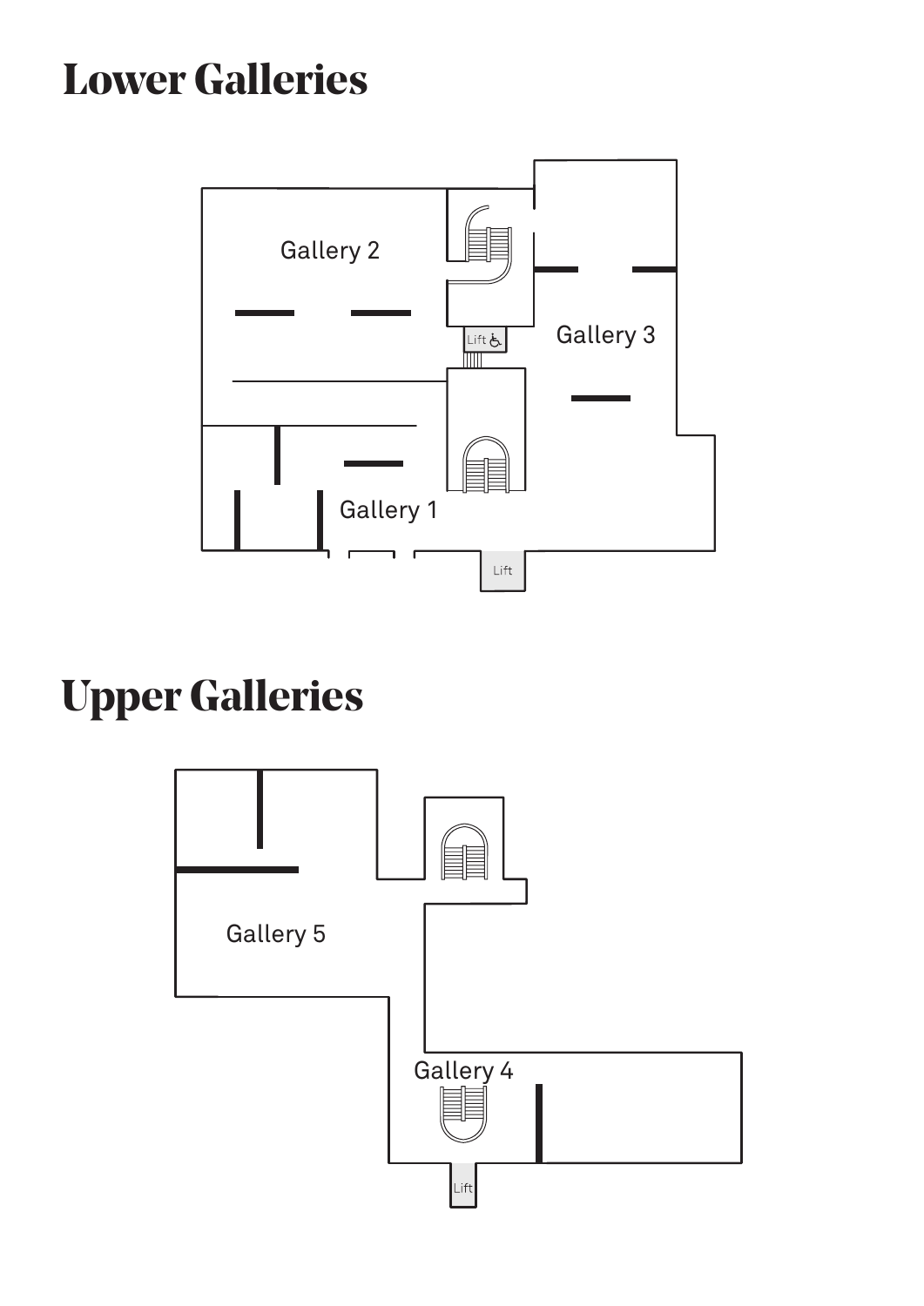# Lower Galleries

Gallery 2

Gallery 3

Lift

Gallery 1

Lift

# Upper Galleries

Gallery 5

Gallery 4

Lift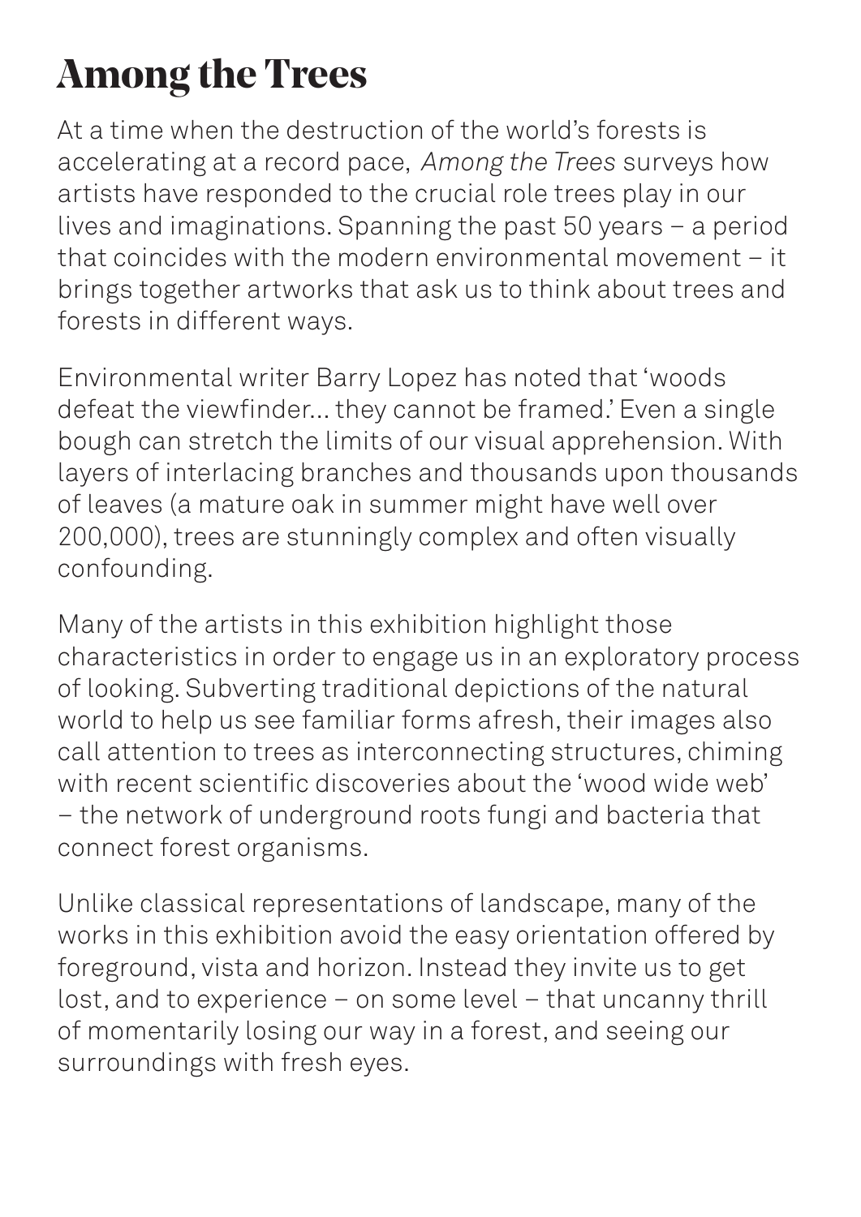# Among the Trees

At a time when the destruction of the world's forests is accelerating at a record pace, *Among the Trees* surveys how artists have responded to the crucial role trees play in our lives and imaginations. Spanning the past 50 years – a period that coincides with the modern environmental movement – it brings together artworks that ask us to think about trees and forests in different ways.

Environmental writer Barry Lopez has noted that 'woods defeat the viewfinder… they cannot be framed.' Even a single bough can stretch the limits of our visual apprehension. With layers of interlacing branches and thousands upon thousands of leaves (a mature oak in summer might have well over 200,000), trees are stunningly complex and often visually confounding.

Many of the artists in this exhibition highlight those characteristics in order to engage us in an exploratory process of looking. Subverting traditional depictions of the natural world to help us see familiar forms afresh, their images also call attention to trees as interconnecting structures, chiming with recent scientific discoveries about the 'wood wide web' – the network of underground roots fungi and bacteria that connect forest organisms.

Unlike classical representations of landscape, many of the works in this exhibition avoid the easy orientation offered by foreground, vista and horizon. Instead they invite us to get lost, and to experience – on some level – that uncanny thrill of momentarily losing our way in a forest, and seeing our surroundings with fresh eyes.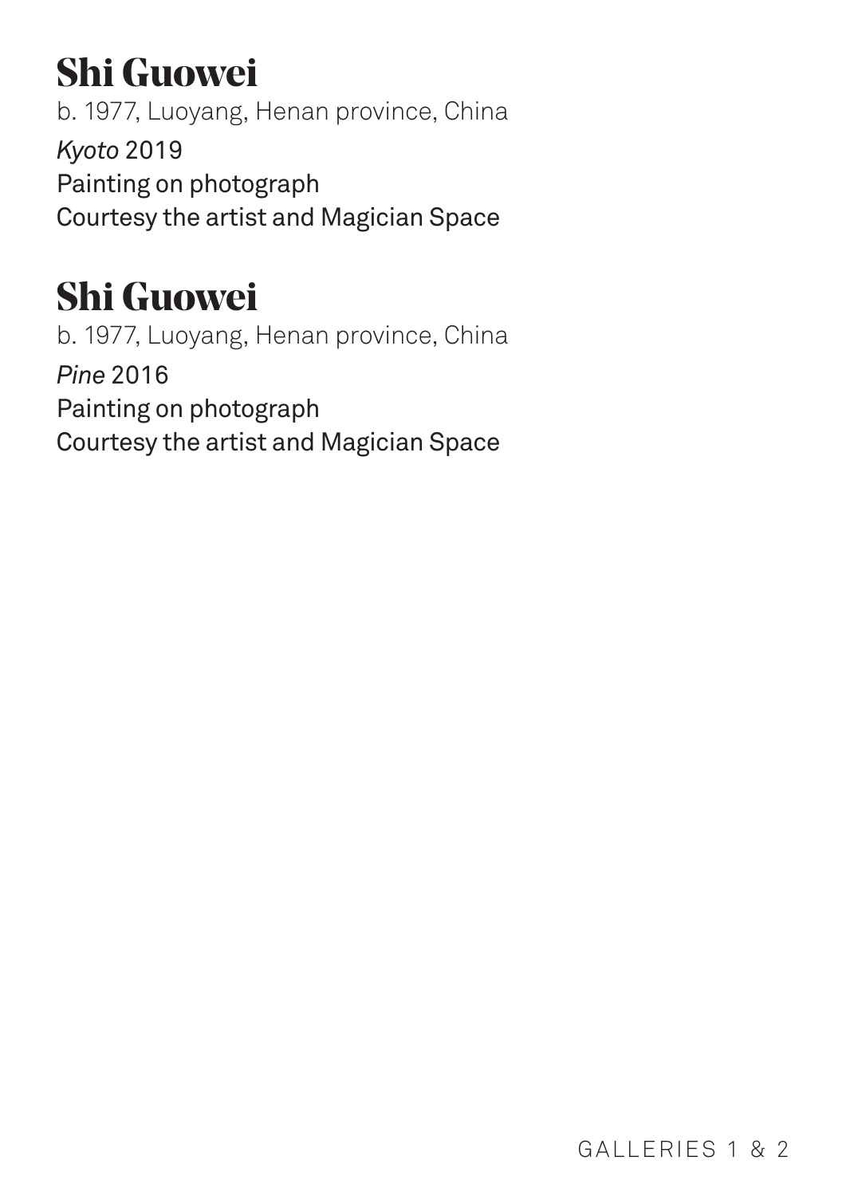## Shi Guowei

b. 1977, Luoyang, Henan province, China

*Kyoto* 2019
Painting on photograph
Courtesy the artist and Magician Space

## Shi Guowei

b. 1977, Luoyang, Henan province, China

*Pine* 2016
Painting on photograph
Courtesy the artist and Magician Space

GALLERIES 1 & 2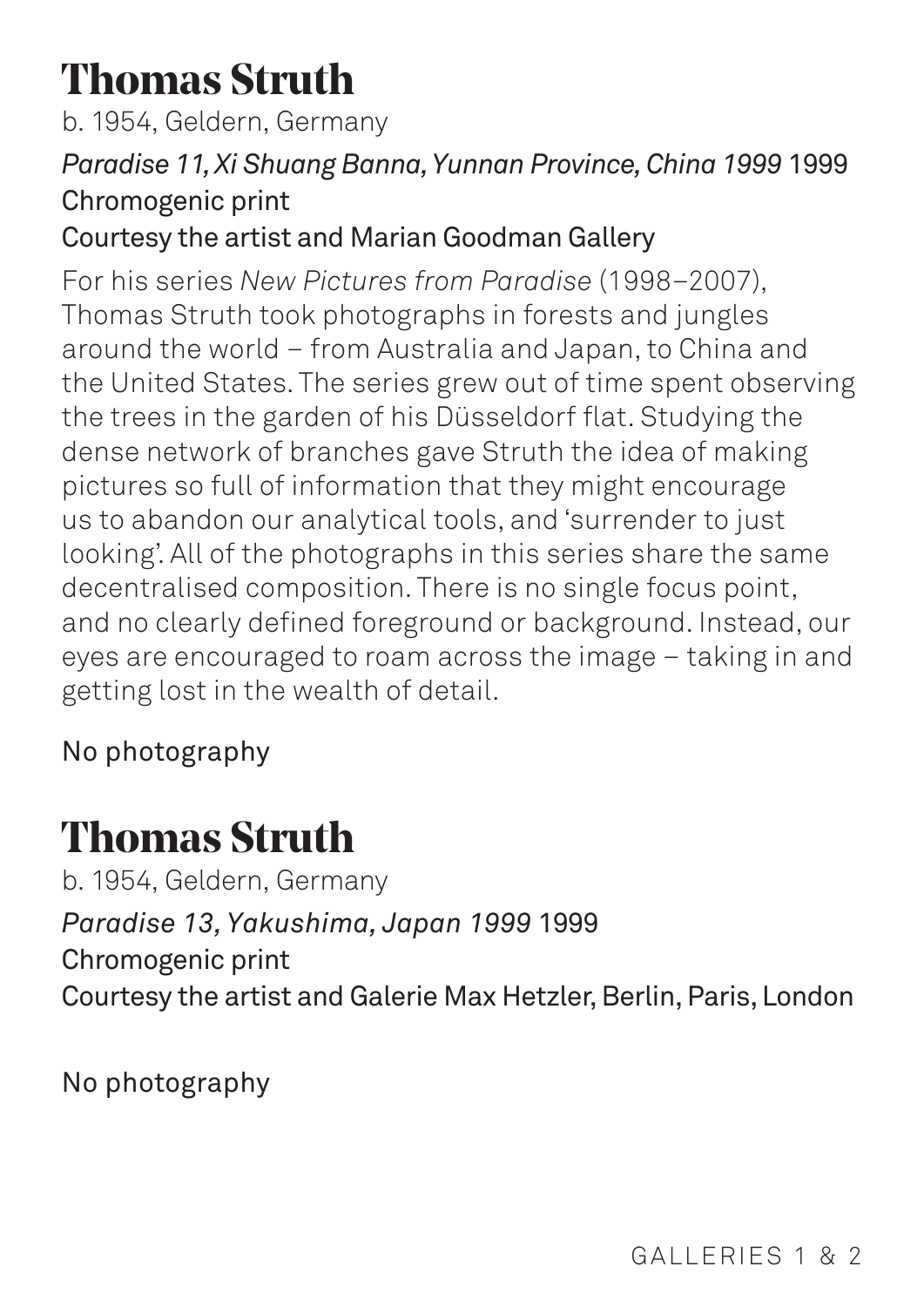# Thomas Struth

b. 1954, Geldern, Germany

*Paradise 11, Xi Shuang Banna, Yunnan Province, China 1999* 1999
Chromogenic print
Courtesy the artist and Marian Goodman Gallery

For his series *New Pictures from Paradise* (1998–2007), Thomas Struth took photographs in forests and jungles around the world – from Australia and Japan, to China and the United States. The series grew out of time spent observing the trees in the garden of his Düsseldorf flat. Studying the dense network of branches gave Struth the idea of making pictures so full of information that they might encourage us to abandon our analytical tools, and 'surrender to just looking'. All of the photographs in this series share the same decentralised composition. There is no single focus point, and no clearly defined foreground or background. Instead, our eyes are encouraged to roam across the image – taking in and getting lost in the wealth of detail.

No photography

# Thomas Struth

b. 1954, Geldern, Germany

*Paradise 13, Yakushima, Japan 1999* 1999
Chromogenic print
Courtesy the artist and Galerie Max Hetzler, Berlin, Paris, London

No photography

GALLERIES 1 & 2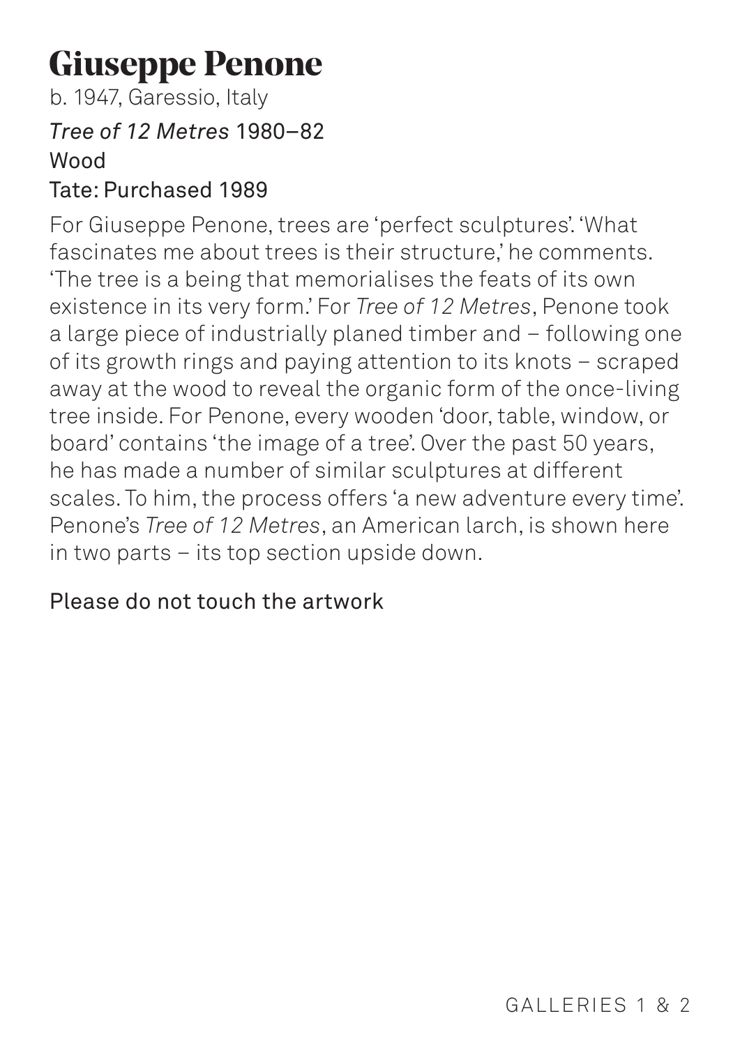# Giuseppe Penone

b. 1947, Garessio, Italy

*Tree of 12 Metres* 1980–82
Wood
Tate: Purchased 1989

For Giuseppe Penone, trees are 'perfect sculptures'. 'What fascinates me about trees is their structure,' he comments. 'The tree is a being that memorialises the feats of its own existence in its very form.' For *Tree of 12 Metres*, Penone took a large piece of industrially planed timber and – following one of its growth rings and paying attention to its knots – scraped away at the wood to reveal the organic form of the once-living tree inside. For Penone, every wooden 'door, table, window, or board' contains 'the image of a tree'. Over the past 50 years, he has made a number of similar sculptures at different scales. To him, the process offers 'a new adventure every time'. Penone's *Tree of 12 Metres*, an American larch, is shown here in two parts – its top section upside down.

Please do not touch the artwork

GALLERIES 1 & 2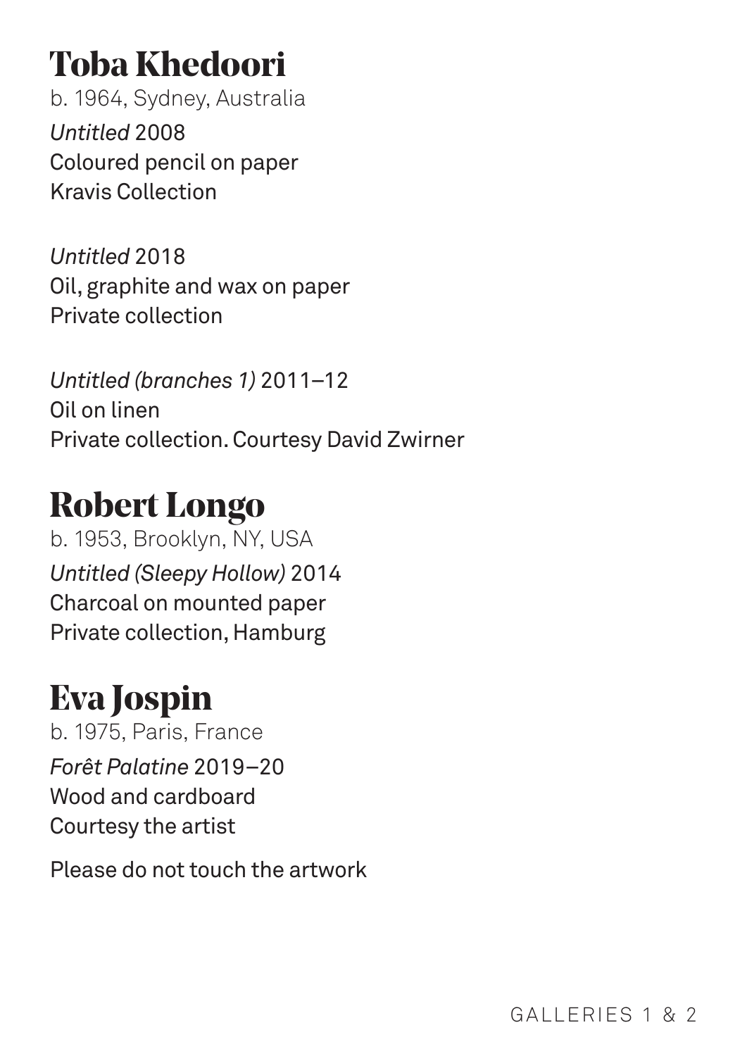## Toba Khedoori

b. 1964, Sydney, Australia

*Untitled* 2008
Coloured pencil on paper
Kravis Collection

*Untitled* 2018
Oil, graphite and wax on paper
Private collection

*Untitled (branches 1)* 2011–12
Oil on linen
Private collection. Courtesy David Zwirner

## Robert Longo

b. 1953, Brooklyn, NY, USA

*Untitled (Sleepy Hollow)* 2014
Charcoal on mounted paper
Private collection, Hamburg

## Eva Jospin

b. 1975, Paris, France

*Forêt Palatine* 2019–20
Wood and cardboard
Courtesy the artist

Please do not touch the artwork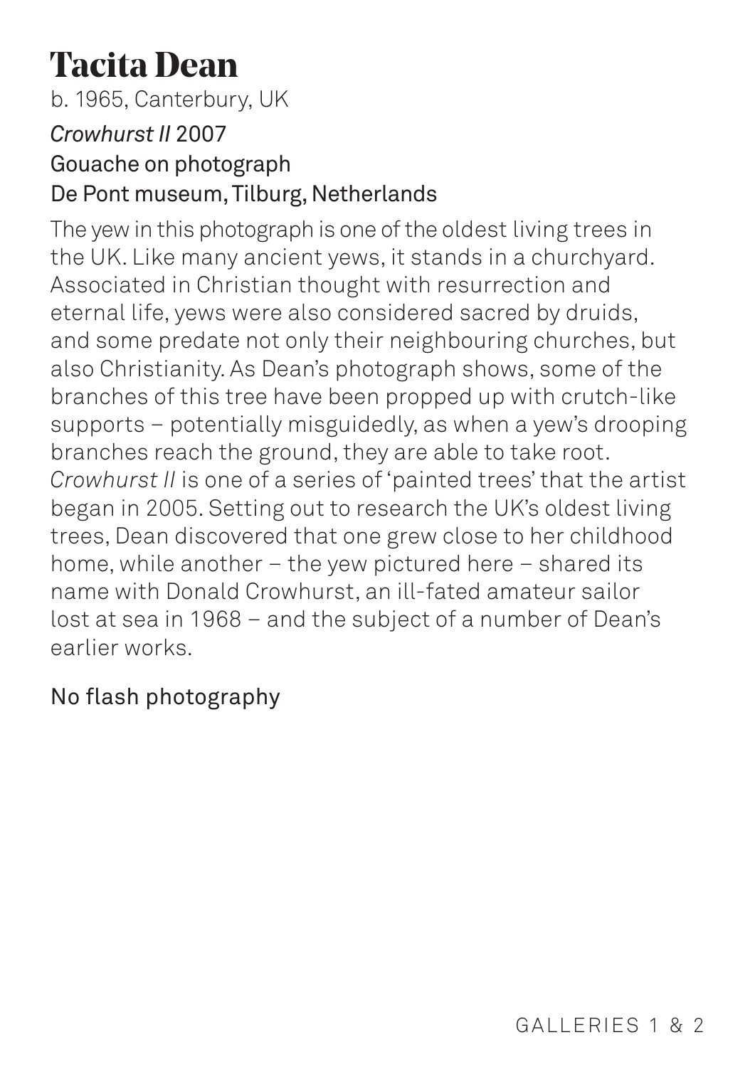# Tacita Dean

b. 1965, Canterbury, UK

*Crowhurst II* 2007
Gouache on photograph
De Pont museum, Tilburg, Netherlands

The yew in this photograph is one of the oldest living trees in the UK. Like many ancient yews, it stands in a churchyard. Associated in Christian thought with resurrection and eternal life, yews were also considered sacred by druids, and some predate not only their neighbouring churches, but also Christianity. As Dean's photograph shows, some of the branches of this tree have been propped up with crutch-like supports – potentially misguidedly, as when a yew's drooping branches reach the ground, they are able to take root. *Crowhurst II* is one of a series of 'painted trees' that the artist began in 2005. Setting out to research the UK's oldest living trees, Dean discovered that one grew close to her childhood home, while another – the yew pictured here – shared its name with Donald Crowhurst, an ill-fated amateur sailor lost at sea in 1968 – and the subject of a number of Dean's earlier works.

No flash photography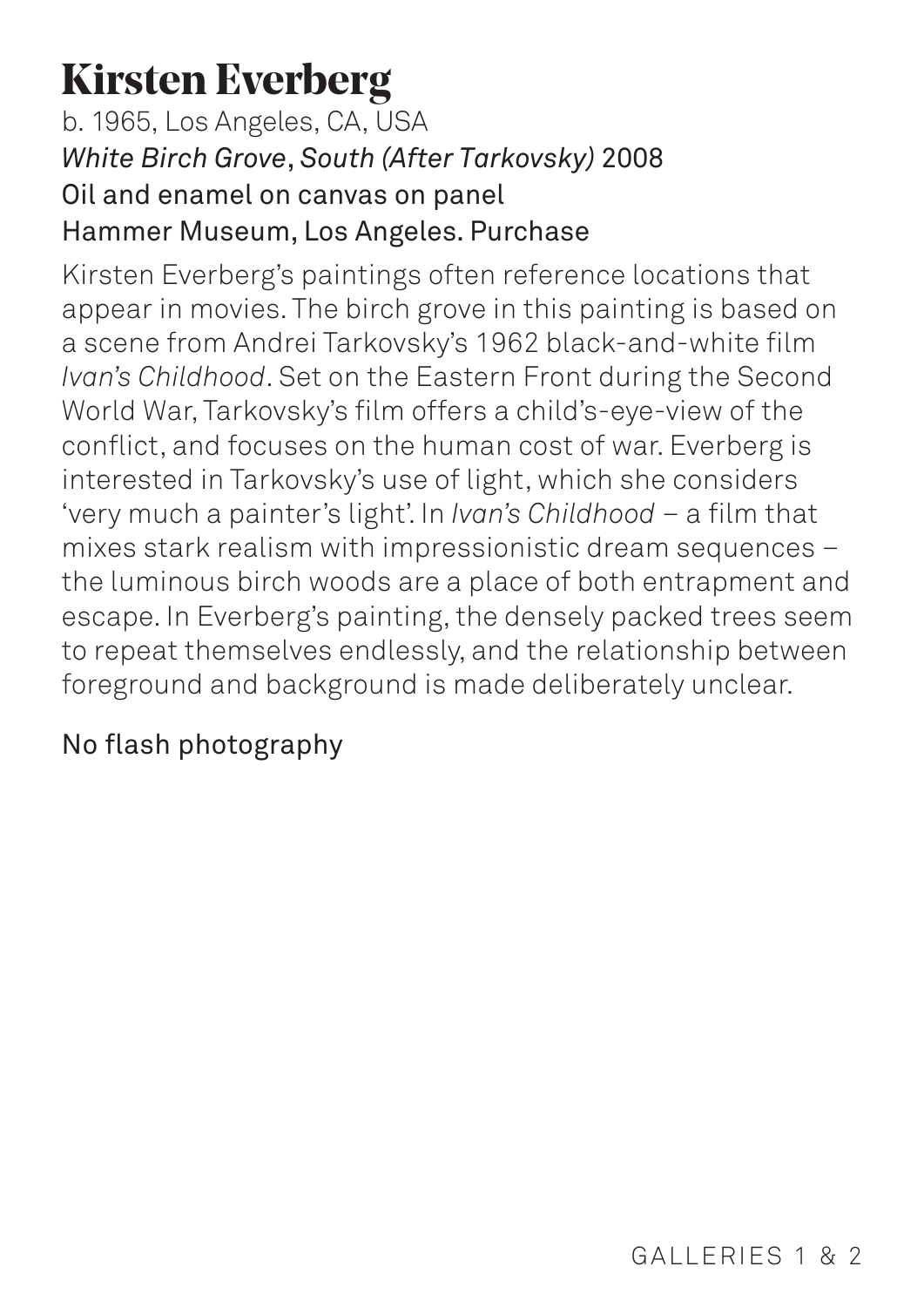# Kirsten Everberg

b. 1965, Los Angeles, CA, USA
*White Birch Grove, South (After Tarkovsky)* 2008
Oil and enamel on canvas on panel
Hammer Museum, Los Angeles. Purchase

Kirsten Everberg's paintings often reference locations that appear in movies. The birch grove in this painting is based on a scene from Andrei Tarkovsky's 1962 black-and-white film *Ivan's Childhood*. Set on the Eastern Front during the Second World War, Tarkovsky's film offers a child's-eye-view of the conflict, and focuses on the human cost of war. Everberg is interested in Tarkovsky's use of light, which she considers 'very much a painter's light'. In *Ivan's Childhood* – a film that mixes stark realism with impressionistic dream sequences – the luminous birch woods are a place of both entrapment and escape. In Everberg's painting, the densely packed trees seem to repeat themselves endlessly, and the relationship between foreground and background is made deliberately unclear.

No flash photography

GALLERIES 1 & 2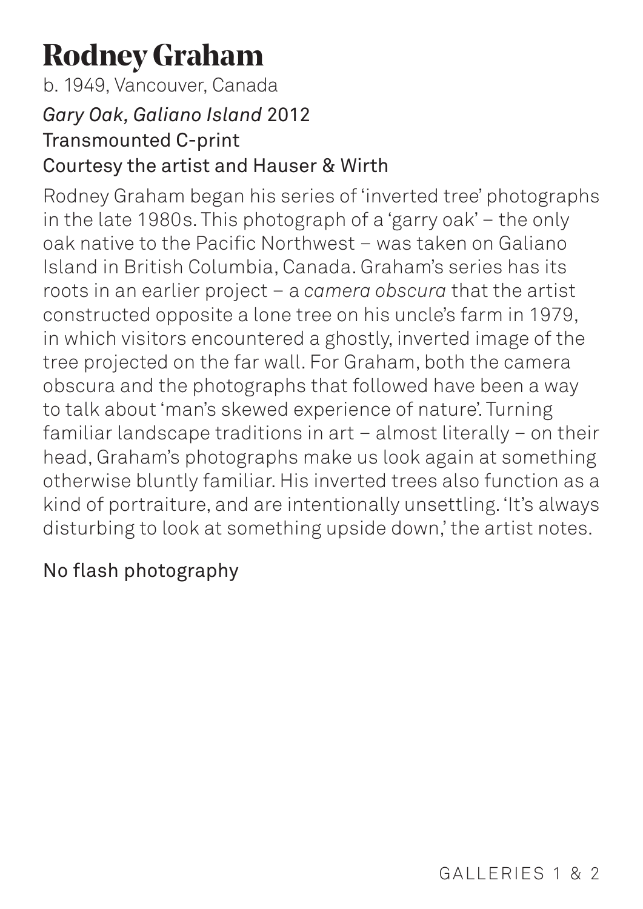# Rodney Graham

b. 1949, Vancouver, Canada

*Gary Oak, Galiano Island* 2012
Transmounted C-print
Courtesy the artist and Hauser & Wirth

Rodney Graham began his series of 'inverted tree' photographs in the late 1980s. This photograph of a 'garry oak' – the only oak native to the Pacific Northwest – was taken on Galiano Island in British Columbia, Canada. Graham's series has its roots in an earlier project – a *camera obscura* that the artist constructed opposite a lone tree on his uncle's farm in 1979, in which visitors encountered a ghostly, inverted image of the tree projected on the far wall. For Graham, both the camera obscura and the photographs that followed have been a way to talk about 'man's skewed experience of nature'. Turning familiar landscape traditions in art – almost literally – on their head, Graham's photographs make us look again at something otherwise bluntly familiar. His inverted trees also function as a kind of portraiture, and are intentionally unsettling. 'It's always disturbing to look at something upside down,' the artist notes.

No flash photography

GALLERIES 1 & 2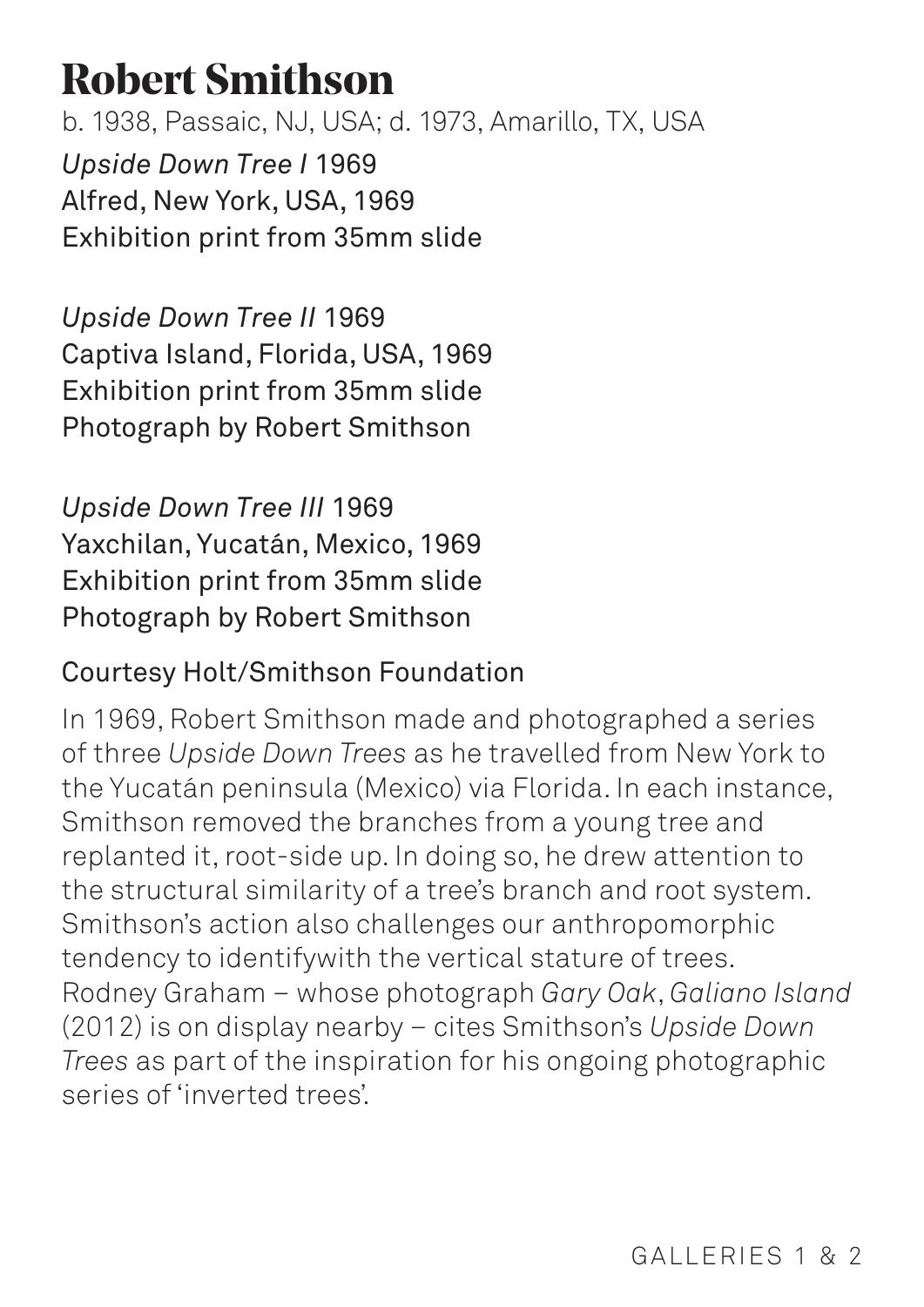# Robert Smithson

b. 1938, Passaic, NJ, USA; d. 1973, Amarillo, TX, USA

*Upside Down Tree I* 1969
Alfred, New York, USA, 1969
Exhibition print from 35mm slide

*Upside Down Tree II* 1969
Captiva Island, Florida, USA, 1969
Exhibition print from 35mm slide
Photograph by Robert Smithson

*Upside Down Tree III* 1969
Yaxchilan, Yucatán, Mexico, 1969
Exhibition print from 35mm slide
Photograph by Robert Smithson

Courtesy Holt/Smithson Foundation

In 1969, Robert Smithson made and photographed a series of three *Upside Down Trees* as he travelled from New York to the Yucatán peninsula (Mexico) via Florida. In each instance, Smithson removed the branches from a young tree and replanted it, root-side up. In doing so, he drew attention to the structural similarity of a tree's branch and root system. Smithson's action also challenges our anthropomorphic tendency to identifywith the vertical stature of trees. Rodney Graham – whose photograph *Gary Oak*, *Galiano Island* (2012) is on display nearby – cites Smithson's *Upside Down Trees* as part of the inspiration for his ongoing photographic series of 'inverted trees'.

GALLERIES 1 & 2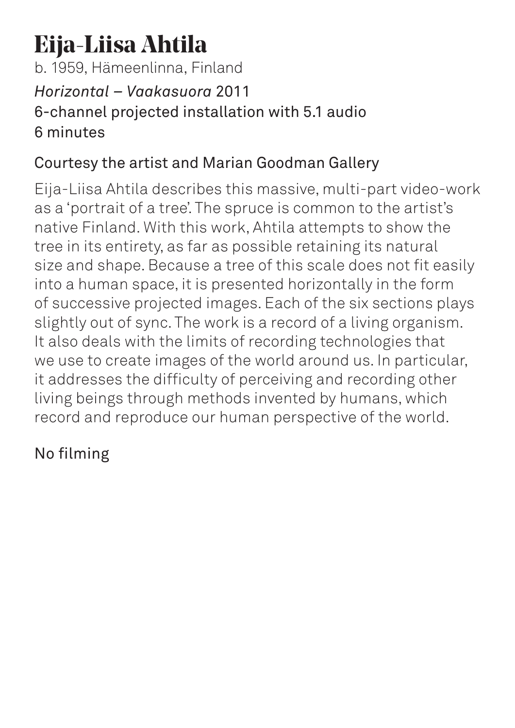# Eija-Liisa Ahtila

b. 1959, Hämeenlinna, Finland

*Horizontal – Vaakasuora* 2011
6-channel projected installation with 5.1 audio
6 minutes

Courtesy the artist and Marian Goodman Gallery

Eija-Liisa Ahtila describes this massive, multi-part video-work as a 'portrait of a tree'. The spruce is common to the artist's native Finland. With this work, Ahtila attempts to show the tree in its entirety, as far as possible retaining its natural size and shape. Because a tree of this scale does not fit easily into a human space, it is presented horizontally in the form of successive projected images. Each of the six sections plays slightly out of sync. The work is a record of a living organism. It also deals with the limits of recording technologies that we use to create images of the world around us. In particular, it addresses the difficulty of perceiving and recording other living beings through methods invented by humans, which record and reproduce our human perspective of the world.

No filming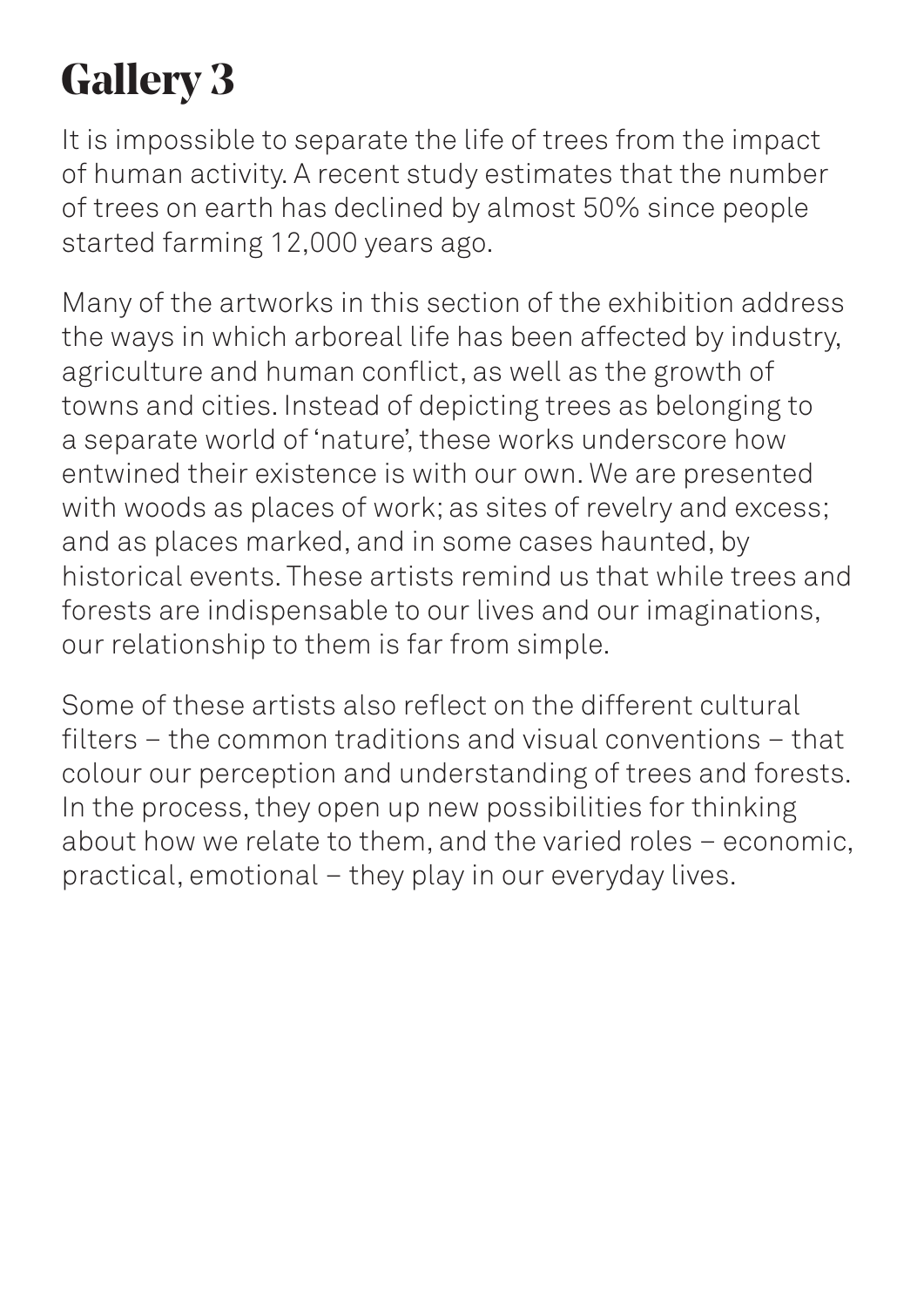# Gallery 3

It is impossible to separate the life of trees from the impact of human activity. A recent study estimates that the number of trees on earth has declined by almost 50% since people started farming 12,000 years ago.

Many of the artworks in this section of the exhibition address the ways in which arboreal life has been affected by industry, agriculture and human conflict, as well as the growth of towns and cities. Instead of depicting trees as belonging to a separate world of 'nature', these works underscore how entwined their existence is with our own. We are presented with woods as places of work; as sites of revelry and excess; and as places marked, and in some cases haunted, by historical events. These artists remind us that while trees and forests are indispensable to our lives and our imaginations, our relationship to them is far from simple.

Some of these artists also reflect on the different cultural filters – the common traditions and visual conventions – that colour our perception and understanding of trees and forests. In the process, they open up new possibilities for thinking about how we relate to them, and the varied roles – economic, practical, emotional – they play in our everyday lives.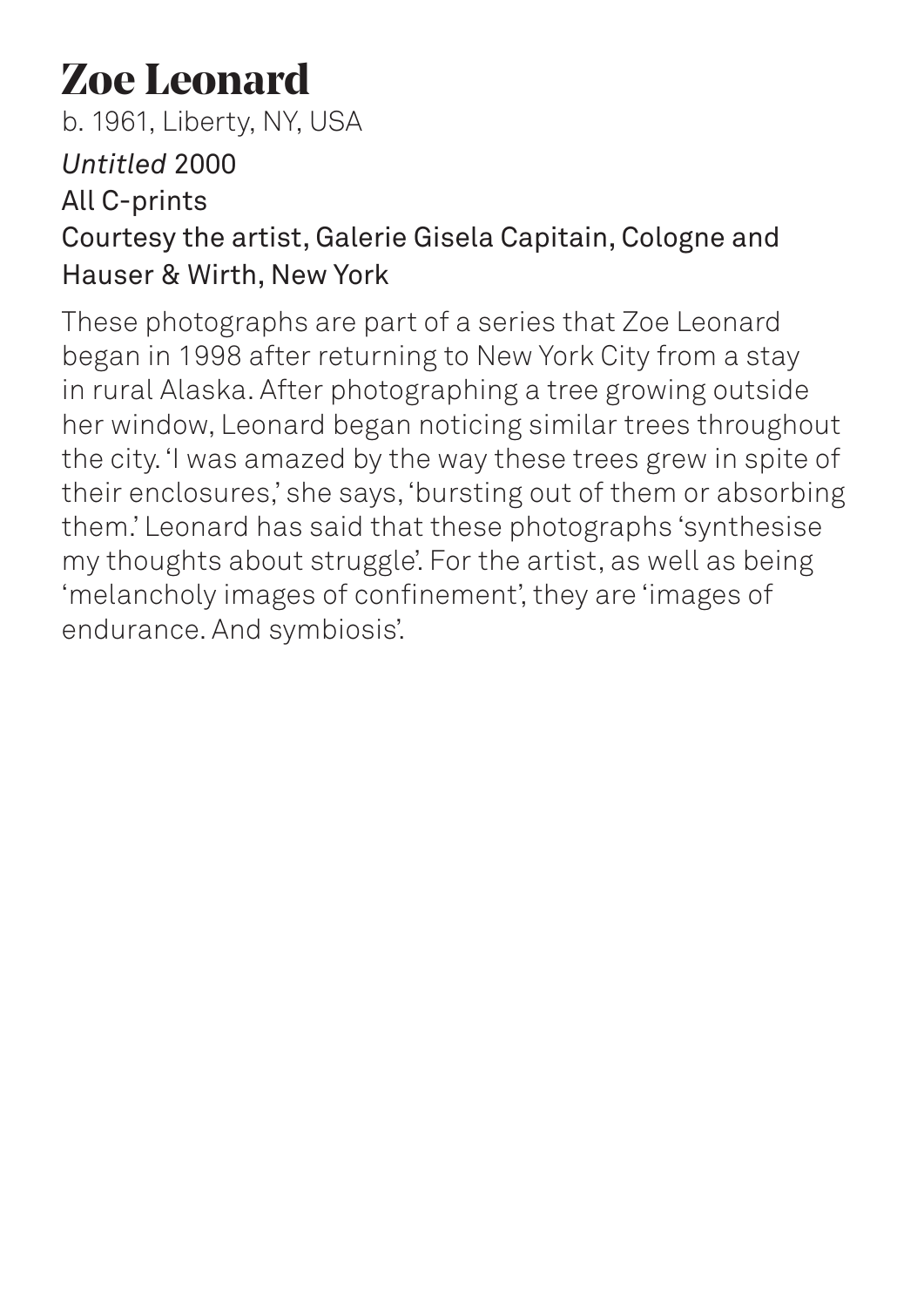# Zoe Leonard

b. 1961, Liberty, NY, USA

*Untitled* 2000
All C-prints
Courtesy the artist, Galerie Gisela Capitain, Cologne and Hauser & Wirth, New York

These photographs are part of a series that Zoe Leonard began in 1998 after returning to New York City from a stay in rural Alaska. After photographing a tree growing outside her window, Leonard began noticing similar trees throughout the city. 'I was amazed by the way these trees grew in spite of their enclosures,' she says, 'bursting out of them or absorbing them.' Leonard has said that these photographs 'synthesise my thoughts about struggle'. For the artist, as well as being 'melancholy images of confinement', they are 'images of endurance. And symbiosis'.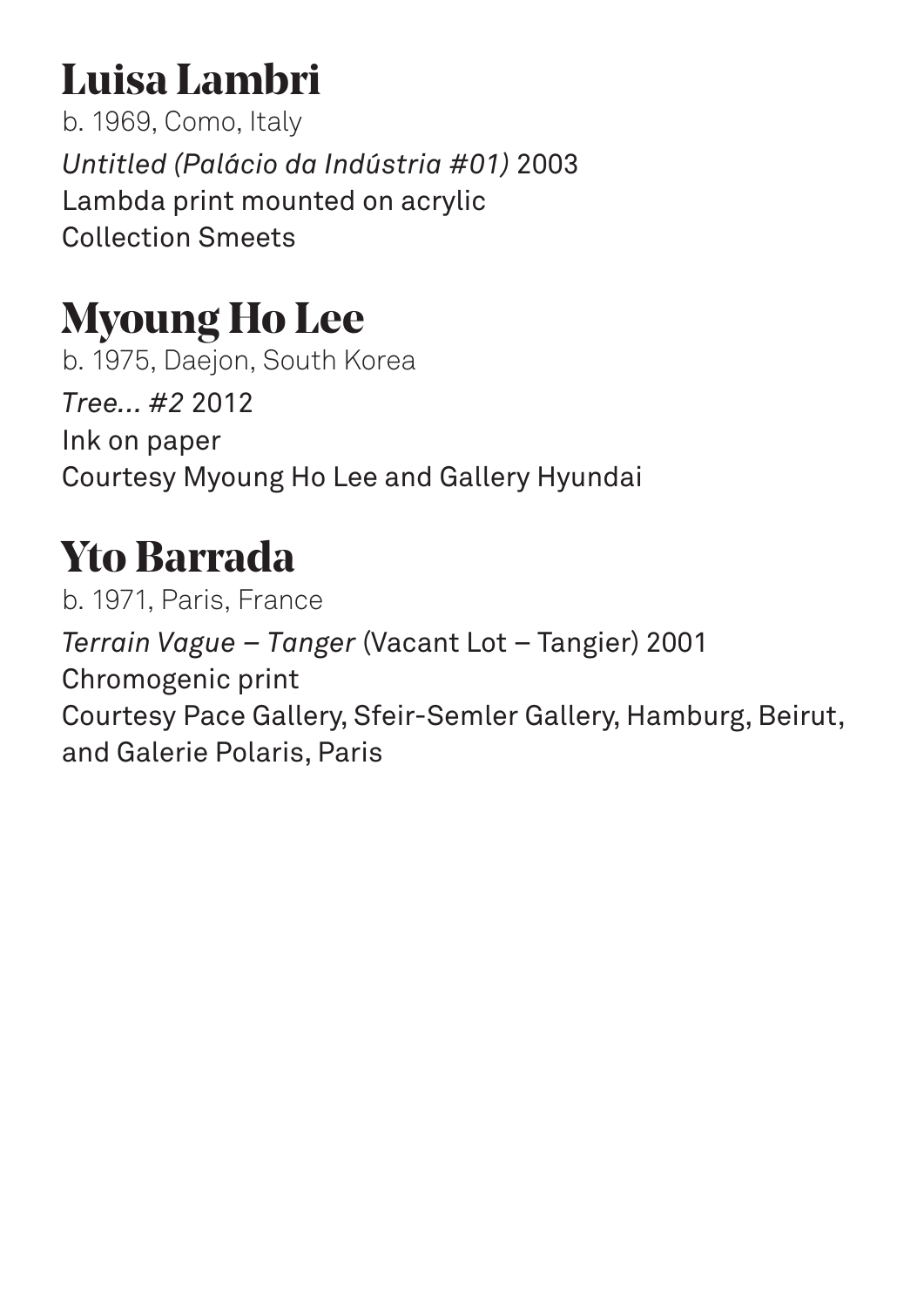## Luisa Lambri

b. 1969, Como, Italy

*Untitled (Palácio da Indústria #01)* 2003
Lambda print mounted on acrylic
Collection Smeets

## Myoung Ho Lee

b. 1975, Daejon, South Korea

*Tree… #2* 2012
Ink on paper
Courtesy Myoung Ho Lee and Gallery Hyundai

## Yto Barrada

b. 1971, Paris, France

*Terrain Vague – Tanger* (Vacant Lot – Tangier) 2001
Chromogenic print
Courtesy Pace Gallery, Sfeir-Semler Gallery, Hamburg, Beirut, and Galerie Polaris, Paris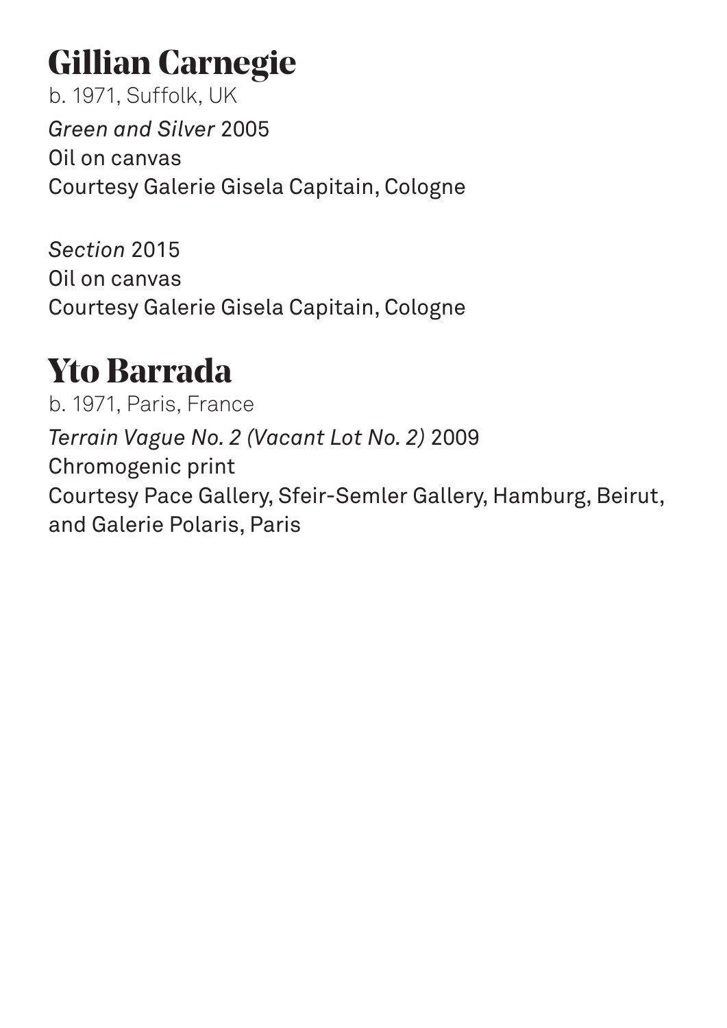## Gillian Carnegie

b. 1971, Suffolk, UK

*Green and Silver* 2005
Oil on canvas
Courtesy Galerie Gisela Capitain, Cologne

*Section* 2015
Oil on canvas
Courtesy Galerie Gisela Capitain, Cologne

## Yto Barrada

b. 1971, Paris, France

*Terrain Vague No. 2 (Vacant Lot No. 2)* 2009
Chromogenic print
Courtesy Pace Gallery, Sfeir-Semler Gallery, Hamburg, Beirut, and Galerie Polaris, Paris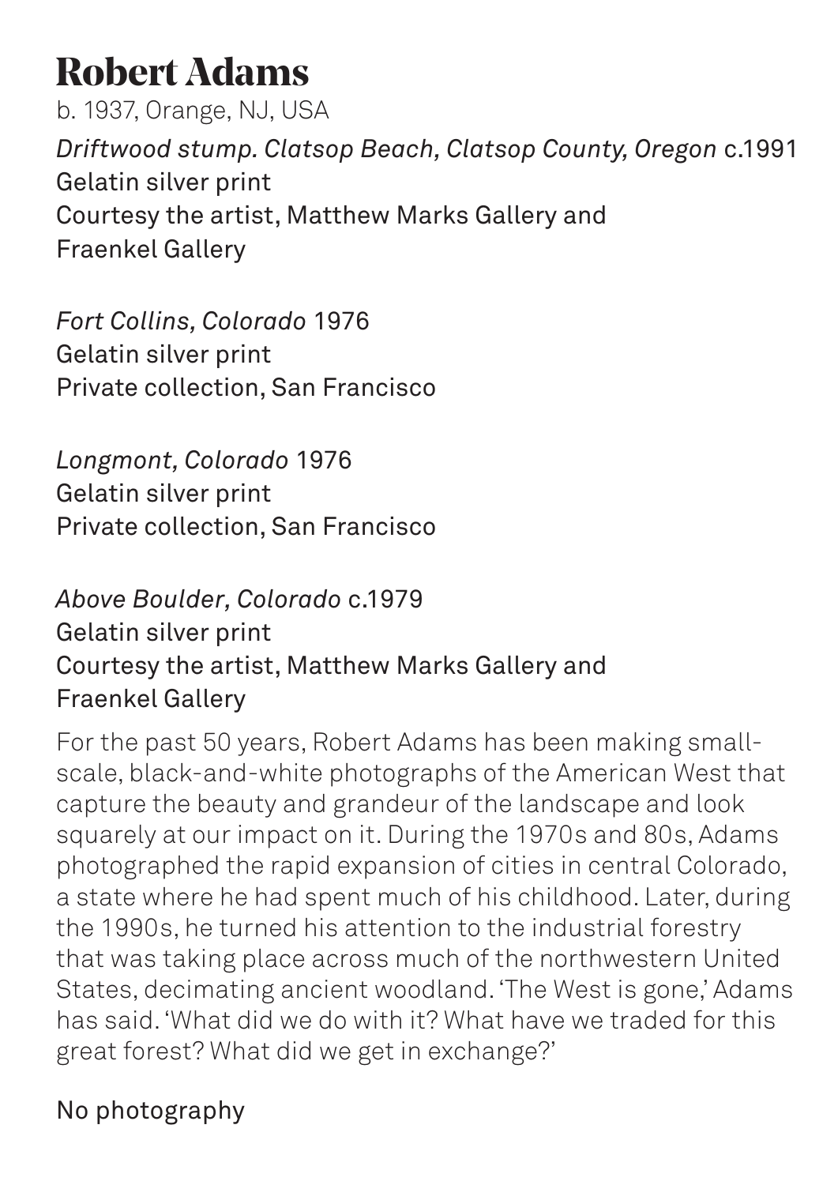# Robert Adams

b. 1937, Orange, NJ, USA

*Driftwood stump. Clatsop Beach, Clatsop County, Oregon* c.1991
Gelatin silver print
Courtesy the artist, Matthew Marks Gallery and Fraenkel Gallery

*Fort Collins, Colorado* 1976
Gelatin silver print
Private collection, San Francisco

*Longmont, Colorado* 1976
Gelatin silver print
Private collection, San Francisco

*Above Boulder, Colorado* c.1979
Gelatin silver print
Courtesy the artist, Matthew Marks Gallery and Fraenkel Gallery

For the past 50 years, Robert Adams has been making small-scale, black-and-white photographs of the American West that capture the beauty and grandeur of the landscape and look squarely at our impact on it. During the 1970s and 80s, Adams photographed the rapid expansion of cities in central Colorado, a state where he had spent much of his childhood. Later, during the 1990s, he turned his attention to the industrial forestry that was taking place across much of the northwestern United States, decimating ancient woodland. 'The West is gone,' Adams has said. 'What did we do with it? What have we traded for this great forest? What did we get in exchange?'

No photography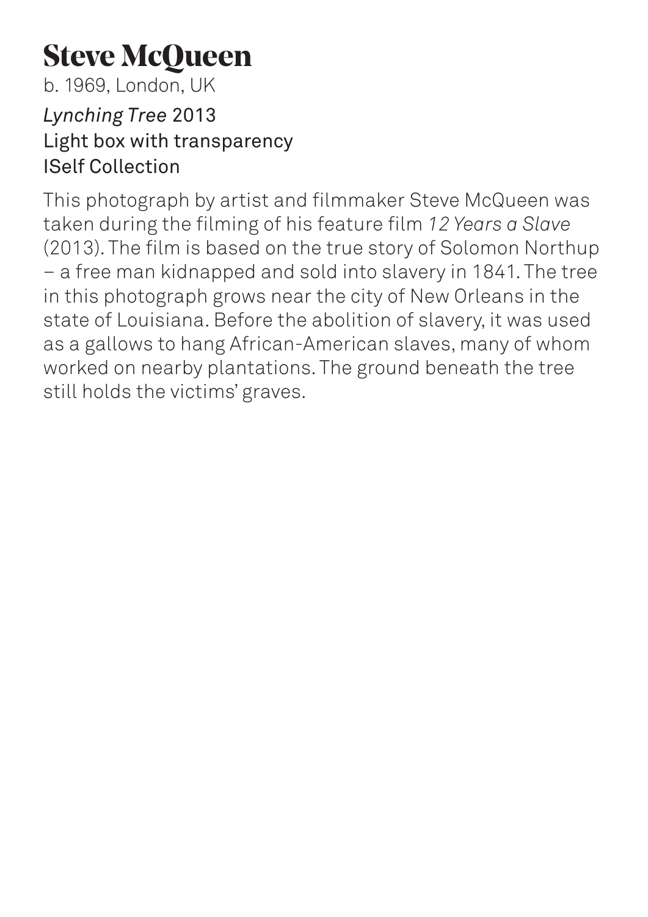# Steve McQueen

b. 1969, London, UK

*Lynching Tree* 2013
Light box with transparency
ISelf Collection

This photograph by artist and filmmaker Steve McQueen was taken during the filming of his feature film *12 Years a Slave* (2013). The film is based on the true story of Solomon Northup – a free man kidnapped and sold into slavery in 1841. The tree in this photograph grows near the city of New Orleans in the state of Louisiana. Before the abolition of slavery, it was used as a gallows to hang African-American slaves, many of whom worked on nearby plantations. The ground beneath the tree still holds the victims' graves.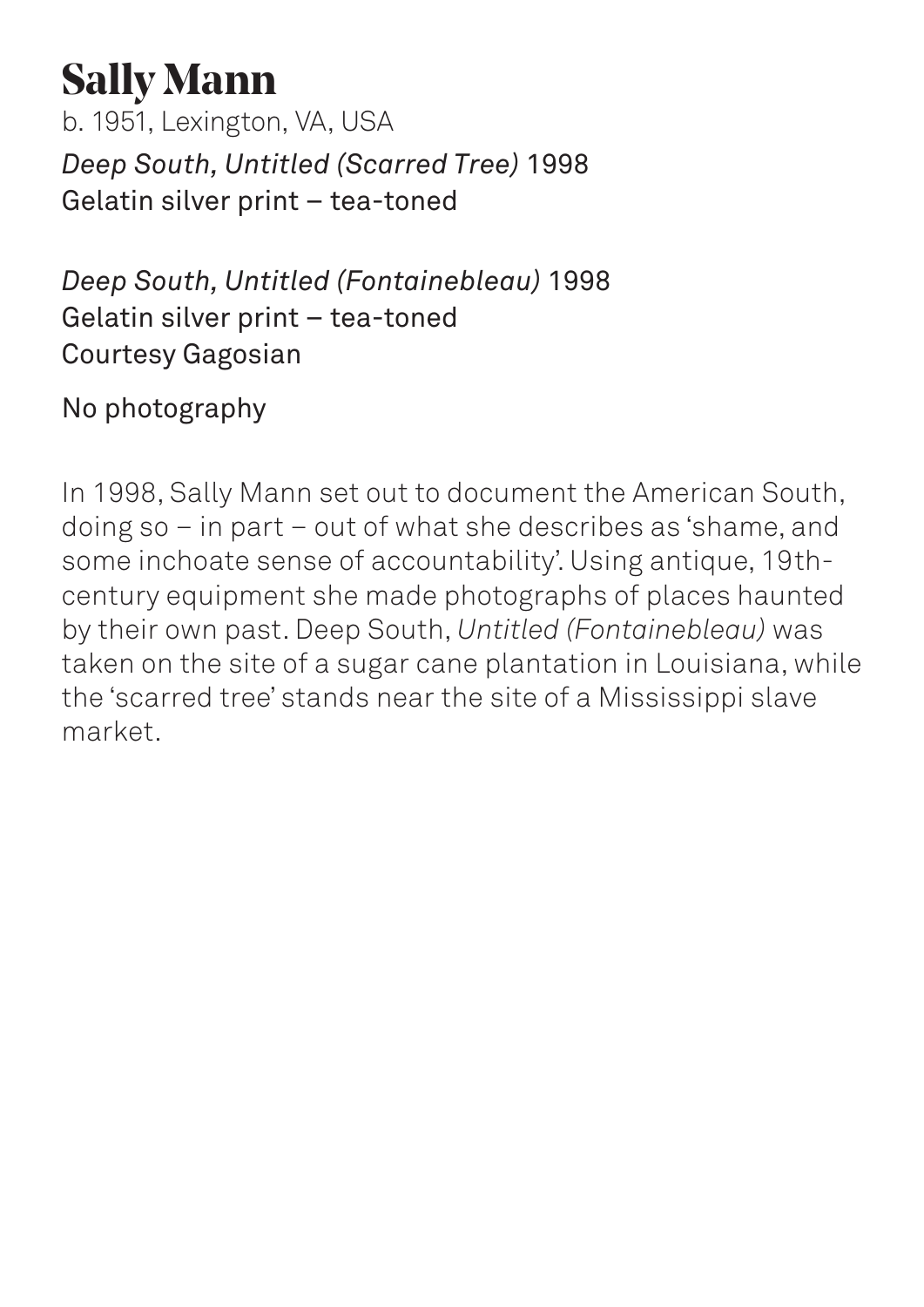# Sally Mann

b. 1951, Lexington, VA, USA

*Deep South, Untitled (Scarred Tree)* 1998
Gelatin silver print – tea-toned

*Deep South, Untitled (Fontainebleau)* 1998
Gelatin silver print – tea-toned
Courtesy Gagosian

No photography

In 1998, Sally Mann set out to document the American South, doing so – in part – out of what she describes as 'shame, and some inchoate sense of accountability'. Using antique, 19th-century equipment she made photographs of places haunted by their own past. Deep South, *Untitled (Fontainebleau)* was taken on the site of a sugar cane plantation in Louisiana, while the 'scarred tree' stands near the site of a Mississippi slave market.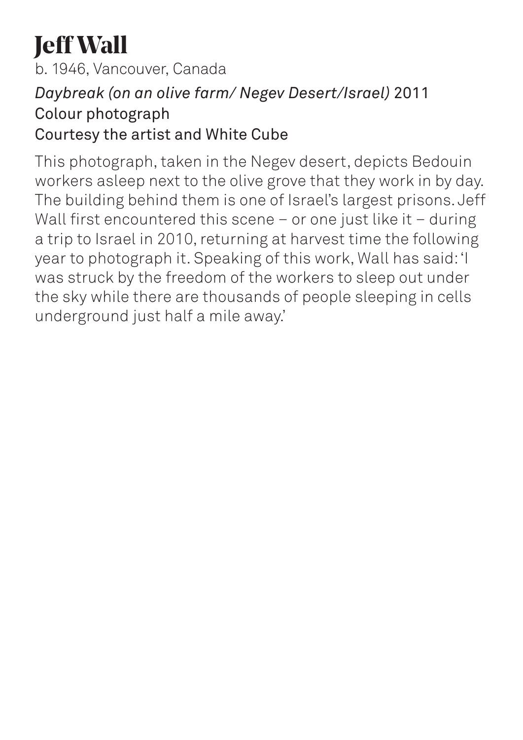# Jeff Wall

b. 1946, Vancouver, Canada

*Daybreak (on an olive farm/ Negev Desert/Israel)* 2011
Colour photograph
Courtesy the artist and White Cube

This photograph, taken in the Negev desert, depicts Bedouin workers asleep next to the olive grove that they work in by day. The building behind them is one of Israel's largest prisons. Jeff Wall first encountered this scene – or one just like it – during a trip to Israel in 2010, returning at harvest time the following year to photograph it. Speaking of this work, Wall has said: 'I was struck by the freedom of the workers to sleep out under the sky while there are thousands of people sleeping in cells underground just half a mile away.'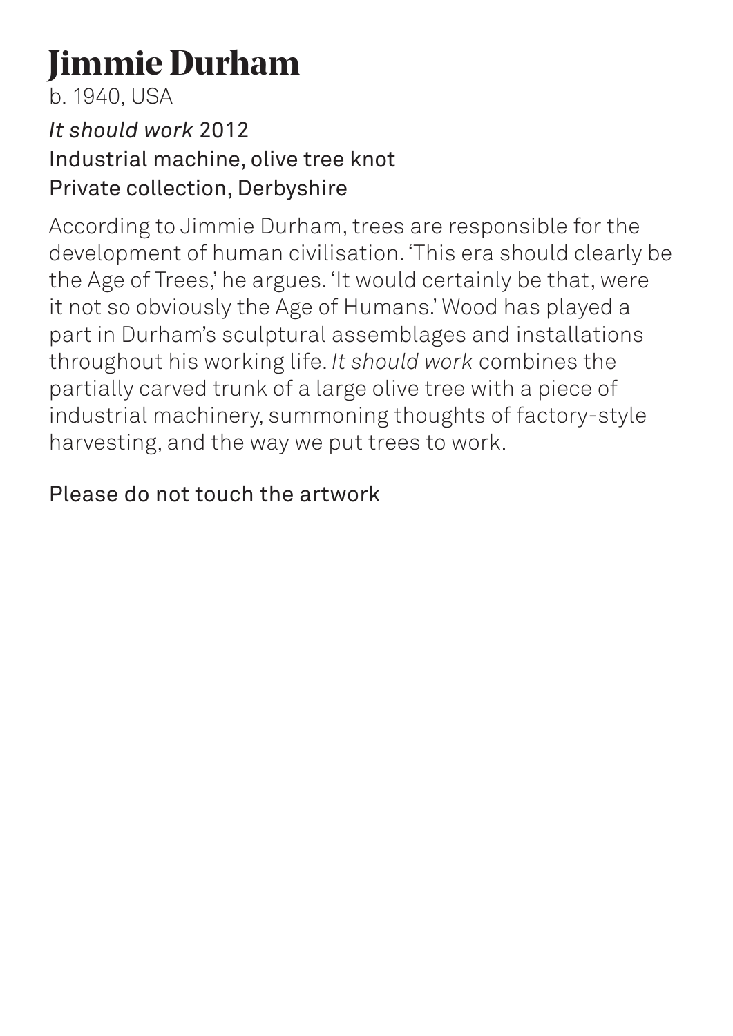# Jimmie Durham

b. 1940, USA

*It should work* 2012
Industrial machine, olive tree knot
Private collection, Derbyshire

According to Jimmie Durham, trees are responsible for the development of human civilisation. 'This era should clearly be the Age of Trees,' he argues. 'It would certainly be that, were it not so obviously the Age of Humans.' Wood has played a part in Durham's sculptural assemblages and installations throughout his working life. *It should work* combines the partially carved trunk of a large olive tree with a piece of industrial machinery, summoning thoughts of factory-style harvesting, and the way we put trees to work.

Please do not touch the artwork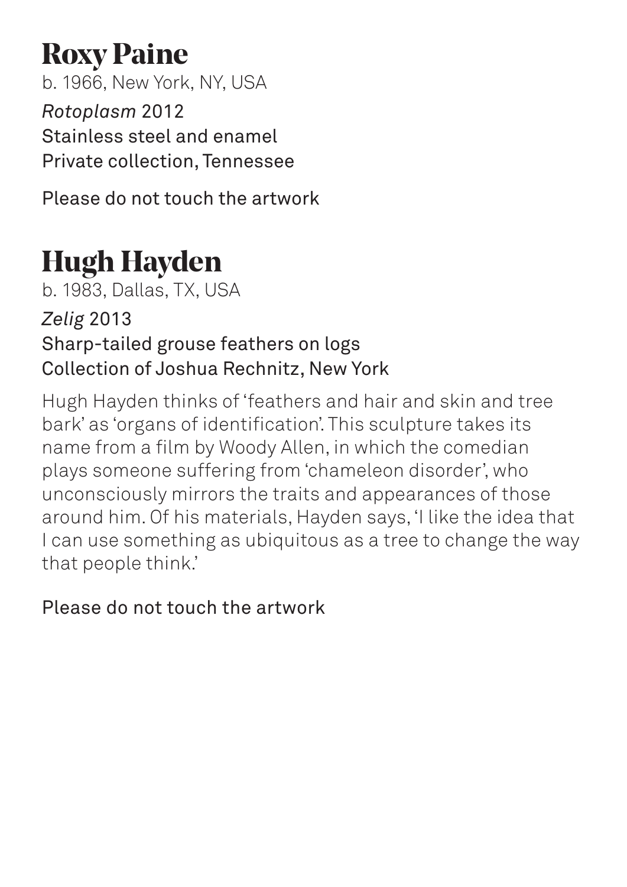# Roxy Paine

b. 1966, New York, NY, USA

*Rotoplasm* 2012
Stainless steel and enamel
Private collection, Tennessee

Please do not touch the artwork

# Hugh Hayden

b. 1983, Dallas, TX, USA

*Zelig* 2013
Sharp-tailed grouse feathers on logs
Collection of Joshua Rechnitz, New York

Hugh Hayden thinks of 'feathers and hair and skin and tree bark' as 'organs of identification'. This sculpture takes its name from a film by Woody Allen, in which the comedian plays someone suffering from 'chameleon disorder', who unconsciously mirrors the traits and appearances of those around him. Of his materials, Hayden says, 'I like the idea that I can use something as ubiquitous as a tree to change the way that people think.'

Please do not touch the artwork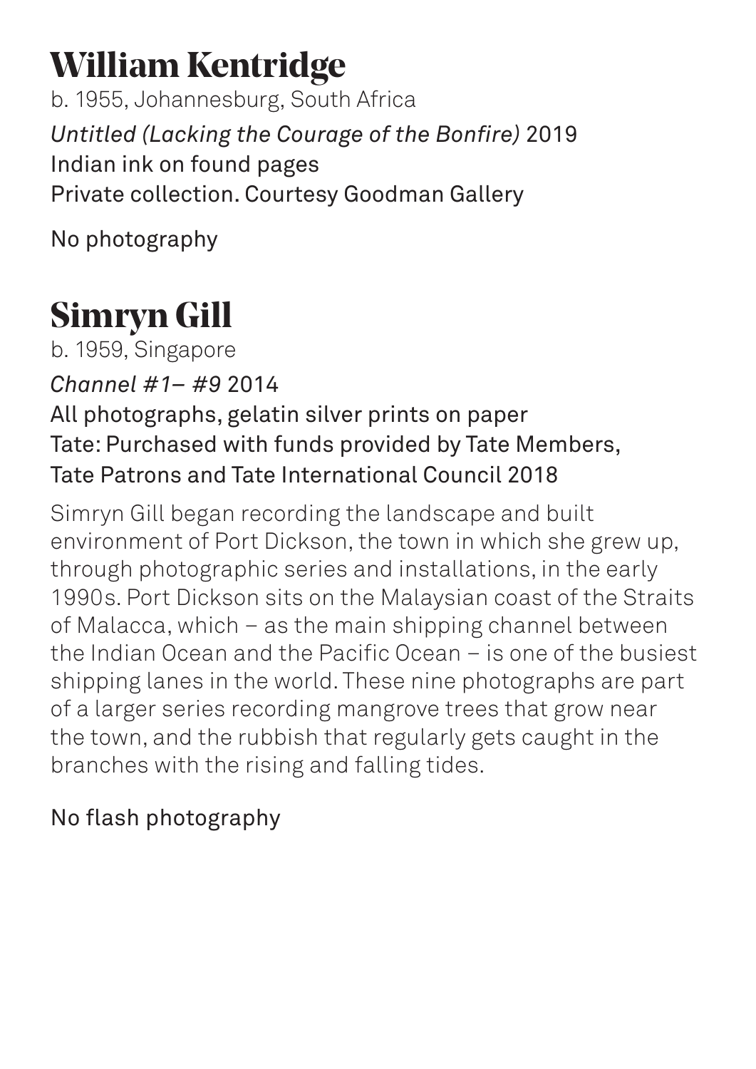## William Kentridge

b. 1955, Johannesburg, South Africa

*Untitled (Lacking the Courage of the Bonfire)* 2019
Indian ink on found pages
Private collection. Courtesy Goodman Gallery

No photography

## Simryn Gill

b. 1959, Singapore

*Channel #1– #9* 2014
All photographs, gelatin silver prints on paper
Tate: Purchased with funds provided by Tate Members, Tate Patrons and Tate International Council 2018

Simryn Gill began recording the landscape and built environment of Port Dickson, the town in which she grew up, through photographic series and installations, in the early 1990s. Port Dickson sits on the Malaysian coast of the Straits of Malacca, which – as the main shipping channel between the Indian Ocean and the Pacific Ocean – is one of the busiest shipping lanes in the world. These nine photographs are part of a larger series recording mangrove trees that grow near the town, and the rubbish that regularly gets caught in the branches with the rising and falling tides.

No flash photography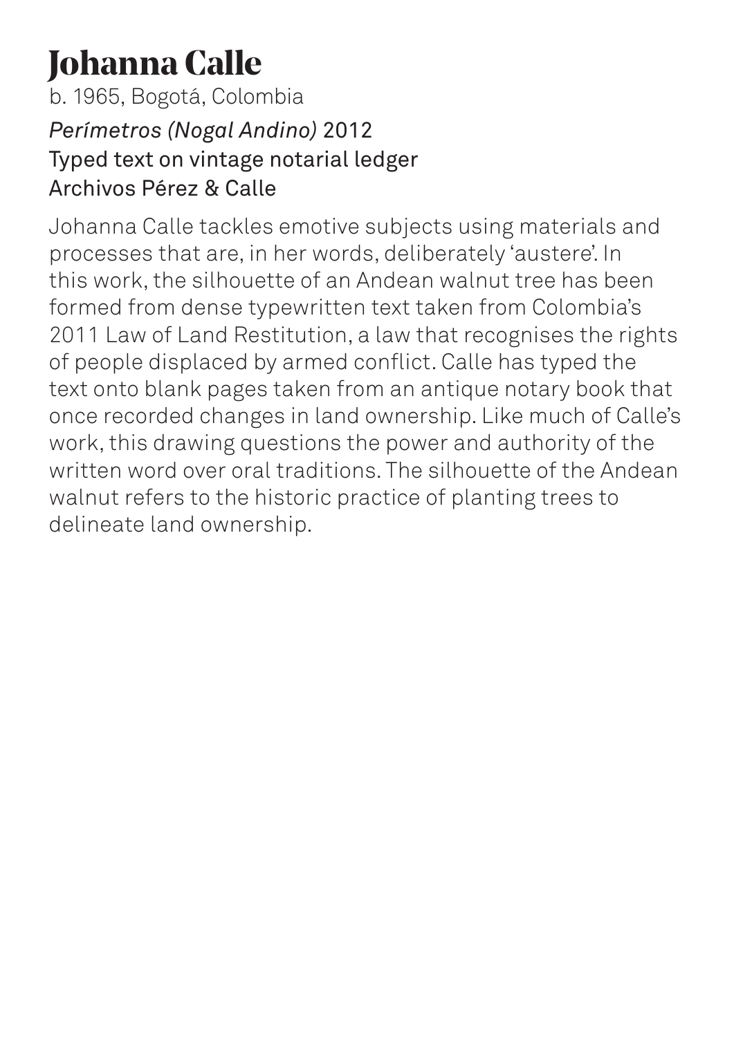# Johanna Calle

b. 1965, Bogotá, Colombia

*Perímetros (Nogal Andino)* 2012
Typed text on vintage notarial ledger
Archivos Pérez & Calle

Johanna Calle tackles emotive subjects using materials and processes that are, in her words, deliberately 'austere'. In this work, the silhouette of an Andean walnut tree has been formed from dense typewritten text taken from Colombia's 2011 Law of Land Restitution, a law that recognises the rights of people displaced by armed conflict. Calle has typed the text onto blank pages taken from an antique notary book that once recorded changes in land ownership. Like much of Calle's work, this drawing questions the power and authority of the written word over oral traditions. The silhouette of the Andean walnut refers to the historic practice of planting trees to delineate land ownership.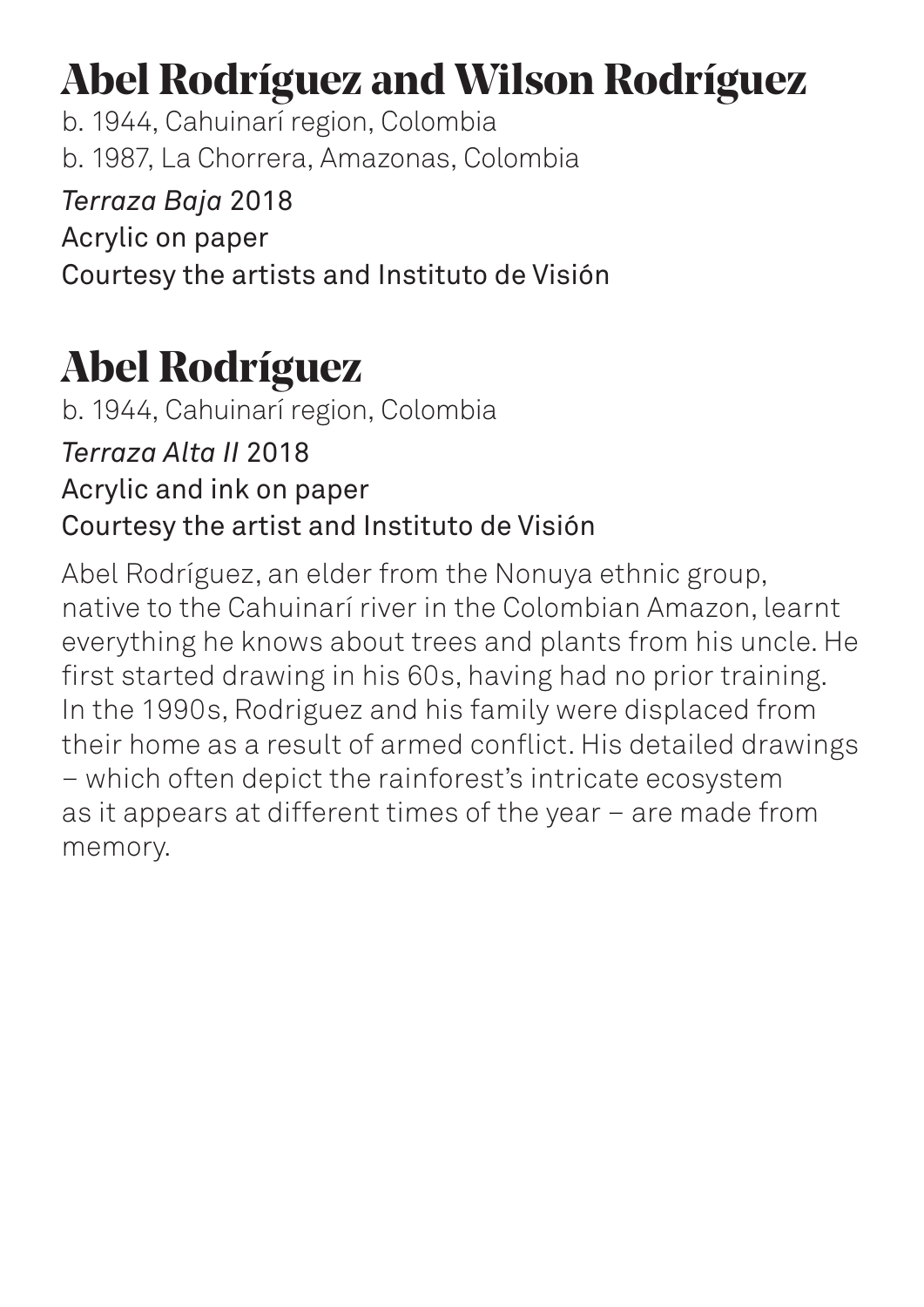## Abel Rodríguez and Wilson Rodríguez

b. 1944, Cahuinarí region, Colombia
b. 1987, La Chorrera, Amazonas, Colombia

*Terraza Baja* 2018
Acrylic on paper
Courtesy the artists and Instituto de Visión

## Abel Rodríguez

b. 1944, Cahuinarí region, Colombia

*Terraza Alta II* 2018
Acrylic and ink on paper
Courtesy the artist and Instituto de Visión

Abel Rodríguez, an elder from the Nonuya ethnic group, native to the Cahuinarí river in the Colombian Amazon, learnt everything he knows about trees and plants from his uncle. He first started drawing in his 60s, having had no prior training. In the 1990s, Rodriguez and his family were displaced from their home as a result of armed conflict. His detailed drawings – which often depict the rainforest's intricate ecosystem as it appears at different times of the year – are made from memory.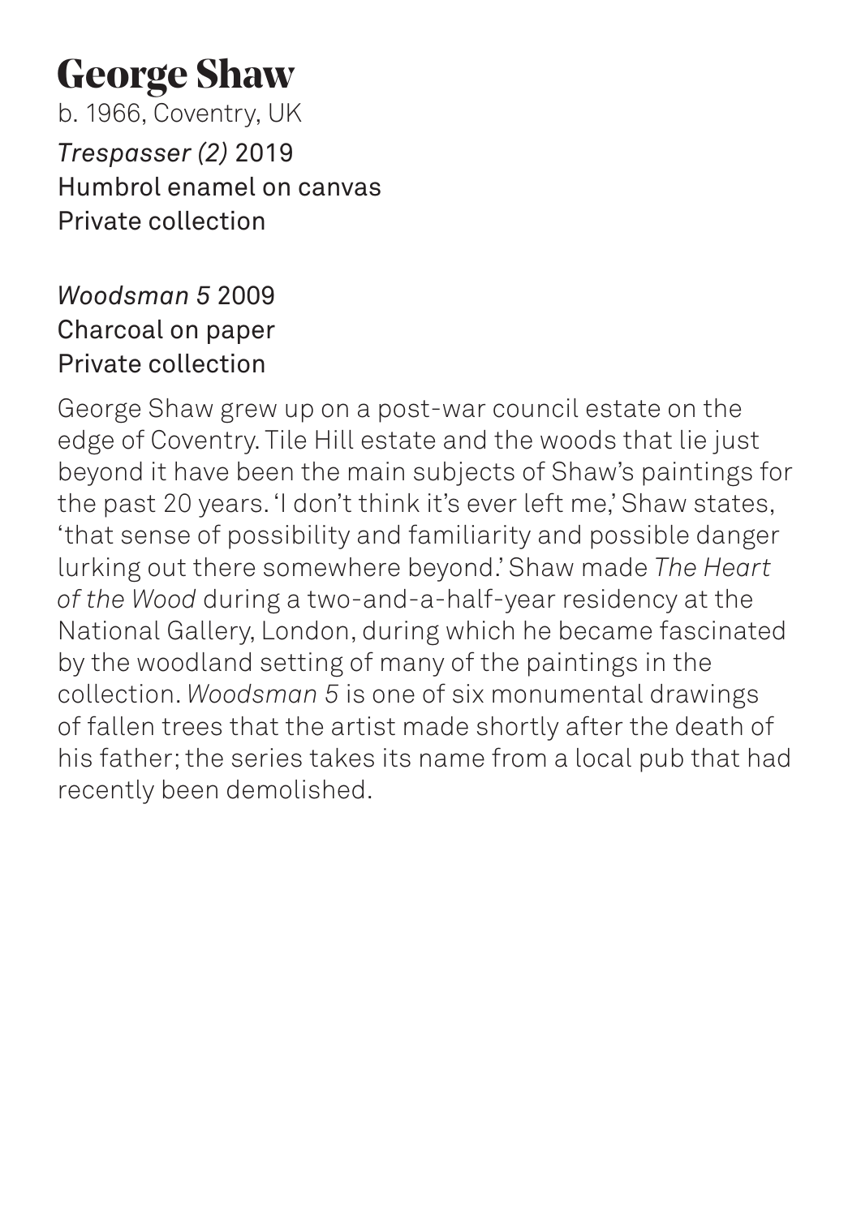# George Shaw

b. 1966, Coventry, UK

*Trespasser (2)* 2019
Humbrol enamel on canvas
Private collection

*Woodsman 5* 2009
Charcoal on paper
Private collection

George Shaw grew up on a post-war council estate on the edge of Coventry. Tile Hill estate and the woods that lie just beyond it have been the main subjects of Shaw's paintings for the past 20 years. 'I don't think it's ever left me,' Shaw states, 'that sense of possibility and familiarity and possible danger lurking out there somewhere beyond.' Shaw made *The Heart of the Wood* during a two-and-a-half-year residency at the National Gallery, London, during which he became fascinated by the woodland setting of many of the paintings in the collection. *Woodsman 5* is one of six monumental drawings of fallen trees that the artist made shortly after the death of his father; the series takes its name from a local pub that had recently been demolished.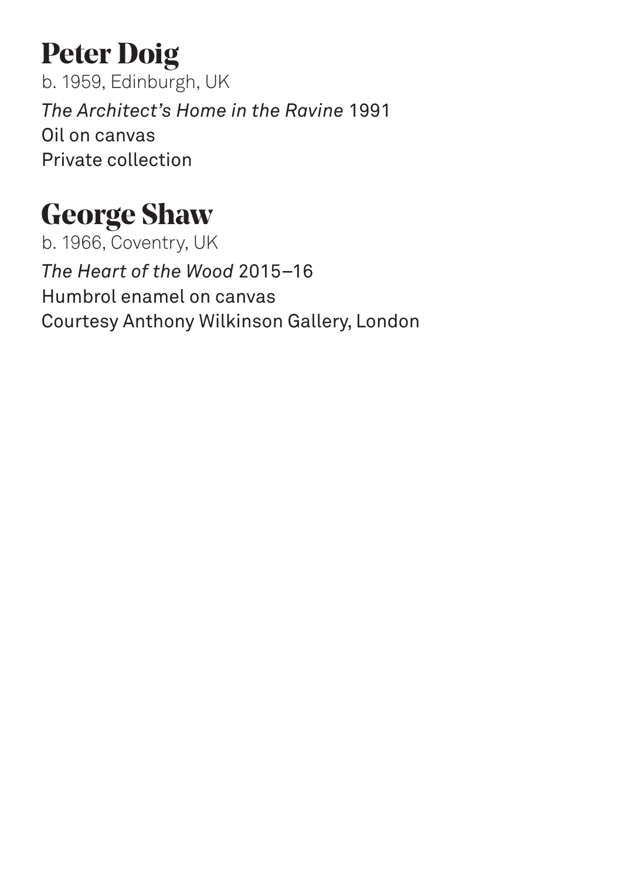## Peter Doig

b. 1959, Edinburgh, UK

*The Architect's Home in the Ravine* 1991
Oil on canvas
Private collection

## George Shaw

b. 1966, Coventry, UK

*The Heart of the Wood* 2015–16
Humbrol enamel on canvas
Courtesy Anthony Wilkinson Gallery, London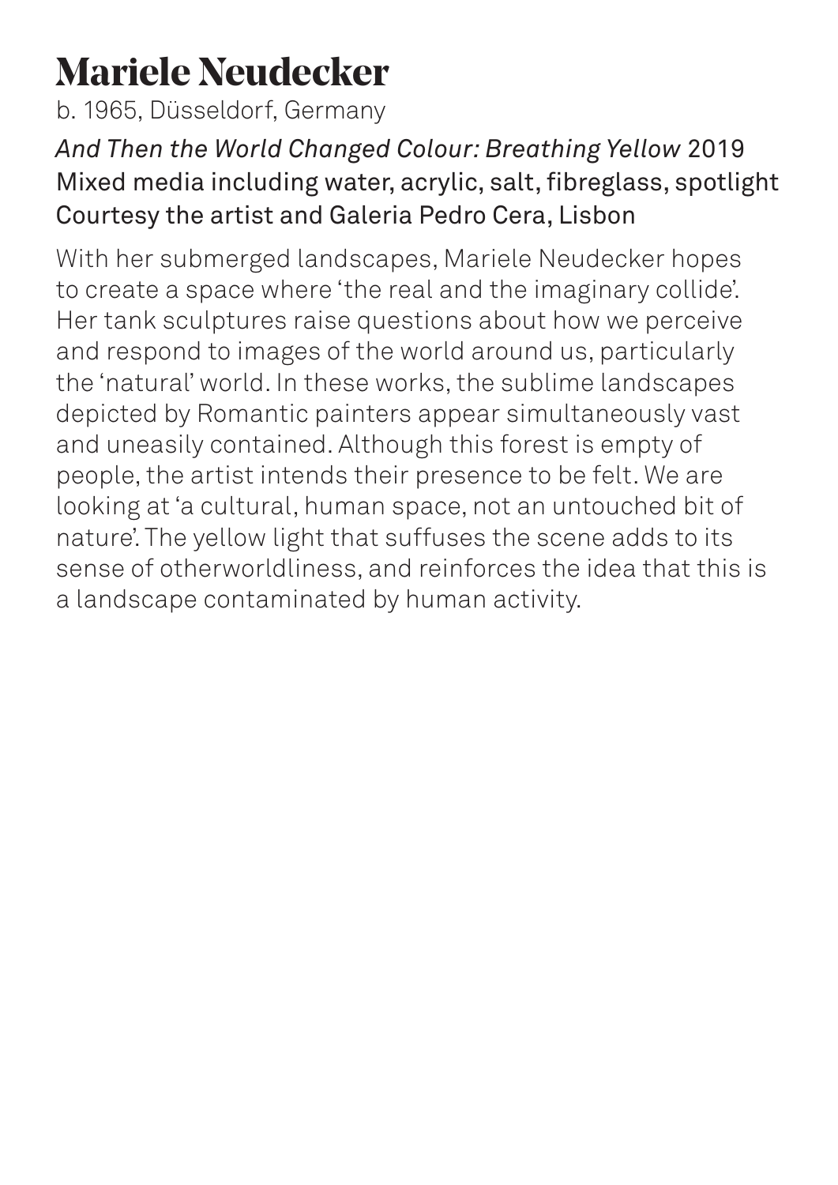# Mariele Neudecker

b. 1965, Düsseldorf, Germany

*And Then the World Changed Colour: Breathing Yellow* 2019
Mixed media including water, acrylic, salt, fibreglass, spotlight
Courtesy the artist and Galeria Pedro Cera, Lisbon

With her submerged landscapes, Mariele Neudecker hopes to create a space where 'the real and the imaginary collide'. Her tank sculptures raise questions about how we perceive and respond to images of the world around us, particularly the 'natural' world. In these works, the sublime landscapes depicted by Romantic painters appear simultaneously vast and uneasily contained. Although this forest is empty of people, the artist intends their presence to be felt. We are looking at 'a cultural, human space, not an untouched bit of nature'. The yellow light that suffuses the scene adds to its sense of otherworldliness, and reinforces the idea that this is a landscape contaminated by human activity.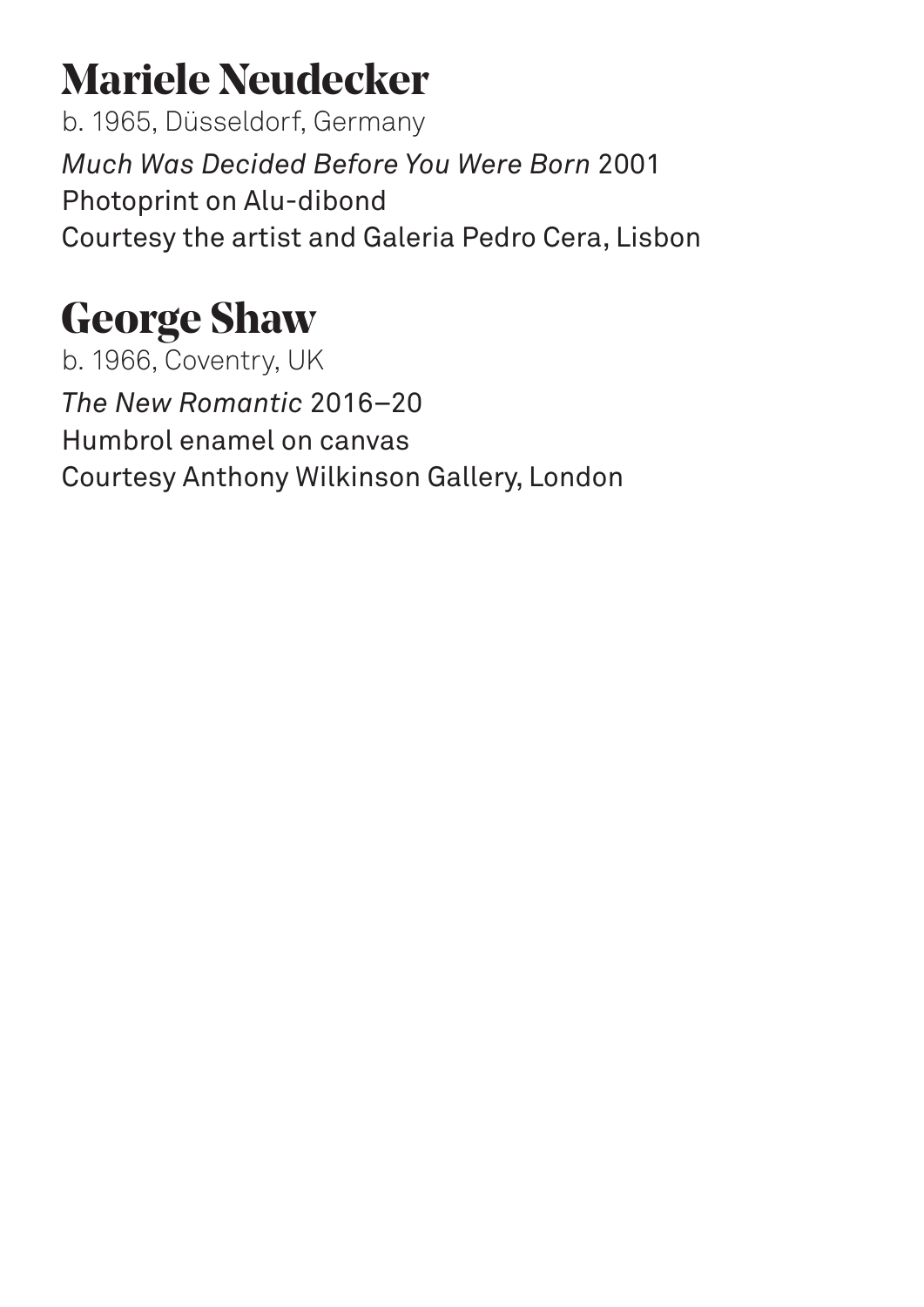## Mariele Neudecker

b. 1965, Düsseldorf, Germany

*Much Was Decided Before You Were Born* 2001
Photoprint on Alu-dibond
Courtesy the artist and Galeria Pedro Cera, Lisbon

## George Shaw

b. 1966, Coventry, UK

*The New Romantic* 2016–20
Humbrol enamel on canvas
Courtesy Anthony Wilkinson Gallery, London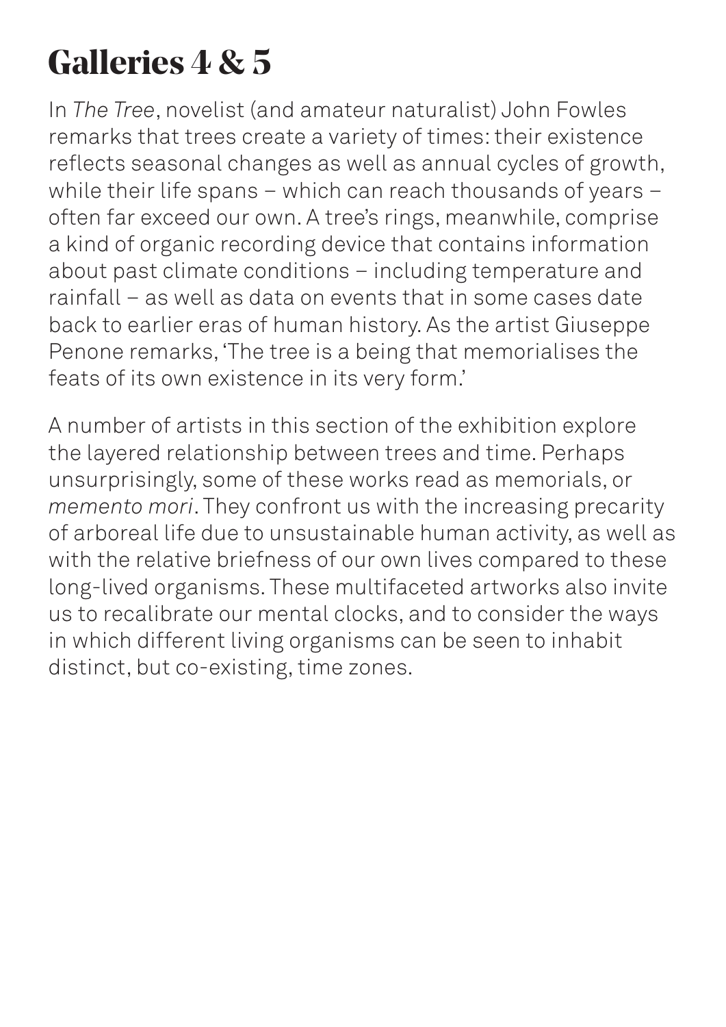# Galleries 4 & 5

In *The Tree*, novelist (and amateur naturalist) John Fowles remarks that trees create a variety of times: their existence reflects seasonal changes as well as annual cycles of growth, while their life spans – which can reach thousands of years – often far exceed our own. A tree's rings, meanwhile, comprise a kind of organic recording device that contains information about past climate conditions – including temperature and rainfall – as well as data on events that in some cases date back to earlier eras of human history. As the artist Giuseppe Penone remarks, 'The tree is a being that memorialises the feats of its own existence in its very form.'

A number of artists in this section of the exhibition explore the layered relationship between trees and time. Perhaps unsurprisingly, some of these works read as memorials, or *memento mori*. They confront us with the increasing precarity of arboreal life due to unsustainable human activity, as well as with the relative briefness of our own lives compared to these long-lived organisms. These multifaceted artworks also invite us to recalibrate our mental clocks, and to consider the ways in which different living organisms can be seen to inhabit distinct, but co-existing, time zones.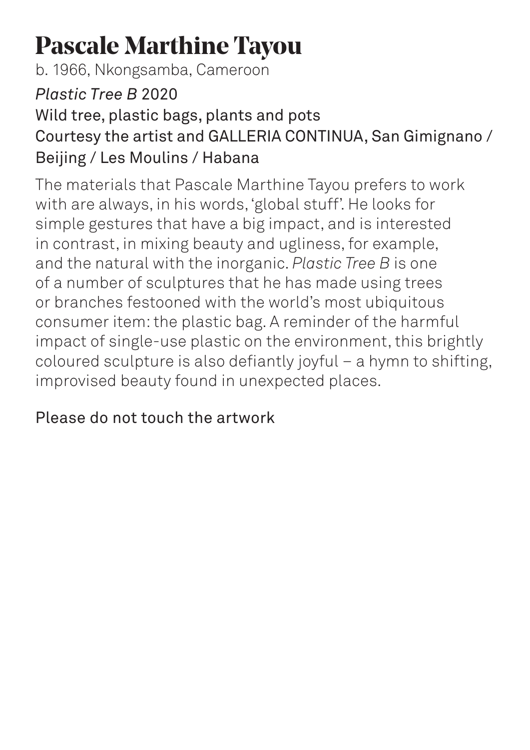# Pascale Marthine Tayou

b. 1966, Nkongsamba, Cameroon

*Plastic Tree B* 2020
Wild tree, plastic bags, plants and pots
Courtesy the artist and GALLERIA CONTINUA, San Gimignano / Beijing / Les Moulins / Habana

The materials that Pascale Marthine Tayou prefers to work with are always, in his words, 'global stuff'. He looks for simple gestures that have a big impact, and is interested in contrast, in mixing beauty and ugliness, for example, and the natural with the inorganic. *Plastic Tree B* is one of a number of sculptures that he has made using trees or branches festooned with the world's most ubiquitous consumer item: the plastic bag. A reminder of the harmful impact of single-use plastic on the environment, this brightly coloured sculpture is also defiantly joyful – a hymn to shifting, improvised beauty found in unexpected places.

Please do not touch the artwork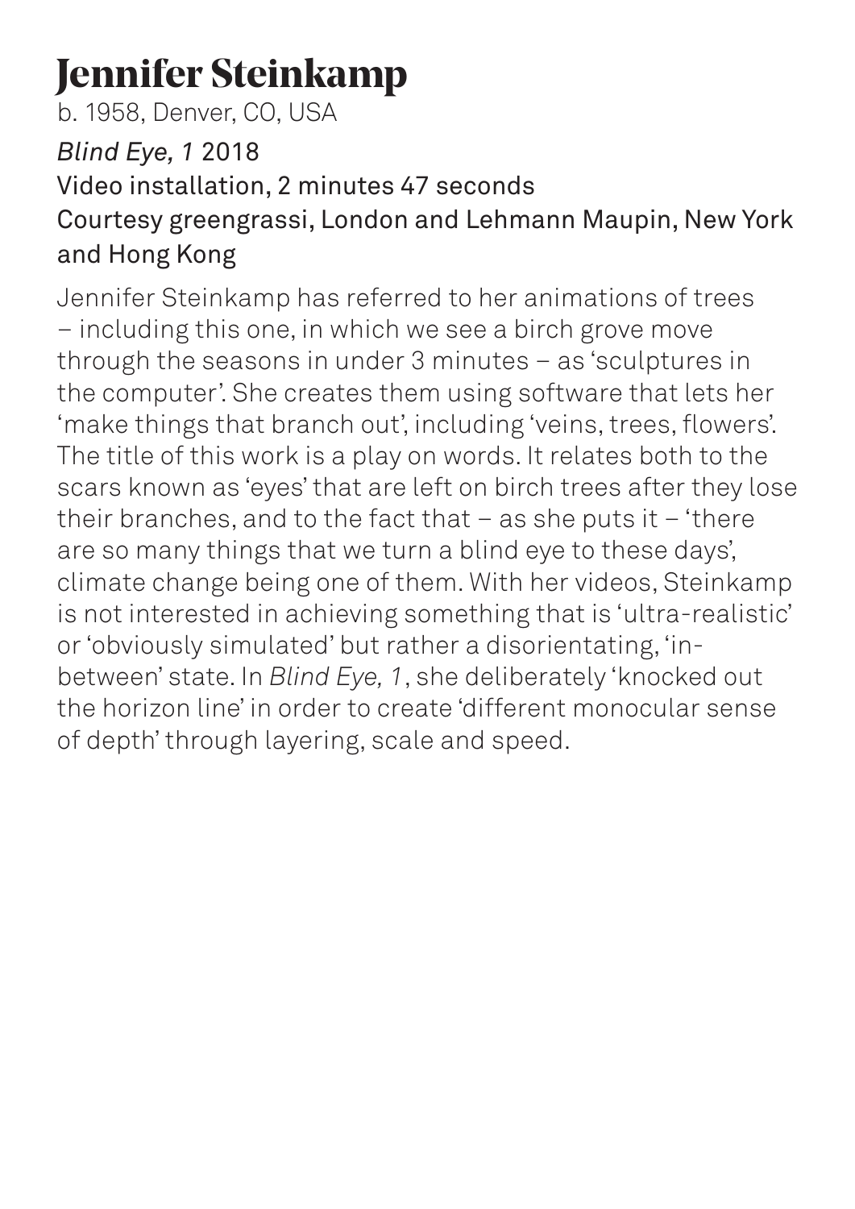# Jennifer Steinkamp

b. 1958, Denver, CO, USA

*Blind Eye, 1* 2018
Video installation, 2 minutes 47 seconds
Courtesy greengrassi, London and Lehmann Maupin, New York and Hong Kong

Jennifer Steinkamp has referred to her animations of trees – including this one, in which we see a birch grove move through the seasons in under 3 minutes – as 'sculptures in the computer'. She creates them using software that lets her 'make things that branch out', including 'veins, trees, flowers'. The title of this work is a play on words. It relates both to the scars known as 'eyes' that are left on birch trees after they lose their branches, and to the fact that – as she puts it – 'there are so many things that we turn a blind eye to these days', climate change being one of them. With her videos, Steinkamp is not interested in achieving something that is 'ultra-realistic' or 'obviously simulated' but rather a disorientating, 'in-between' state. In *Blind Eye, 1*, she deliberately 'knocked out the horizon line' in order to create 'different monocular sense of depth' through layering, scale and speed.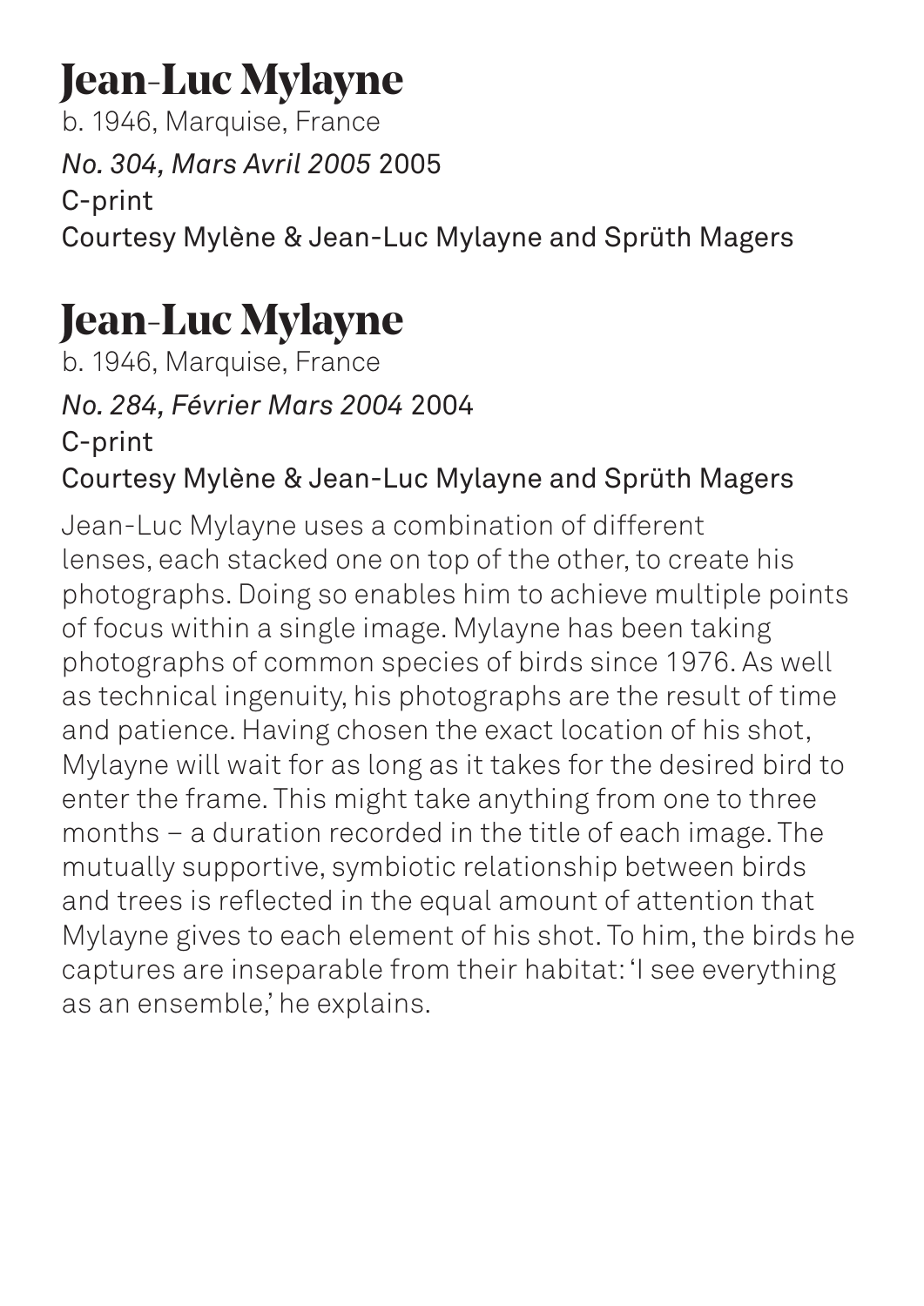# Jean-Luc Mylayne

b. 1946, Marquise, France

*No. 304, Mars Avril 2005* 2005

C-print

Courtesy Mylène & Jean-Luc Mylayne and Sprüth Magers

# Jean-Luc Mylayne

b. 1946, Marquise, France

*No. 284, Février Mars 2004* 2004

C-print

Courtesy Mylène & Jean-Luc Mylayne and Sprüth Magers

Jean-Luc Mylayne uses a combination of different lenses, each stacked one on top of the other, to create his photographs. Doing so enables him to achieve multiple points of focus within a single image. Mylayne has been taking photographs of common species of birds since 1976. As well as technical ingenuity, his photographs are the result of time and patience. Having chosen the exact location of his shot, Mylayne will wait for as long as it takes for the desired bird to enter the frame. This might take anything from one to three months – a duration recorded in the title of each image. The mutually supportive, symbiotic relationship between birds and trees is reflected in the equal amount of attention that Mylayne gives to each element of his shot. To him, the birds he captures are inseparable from their habitat: 'I see everything as an ensemble,' he explains.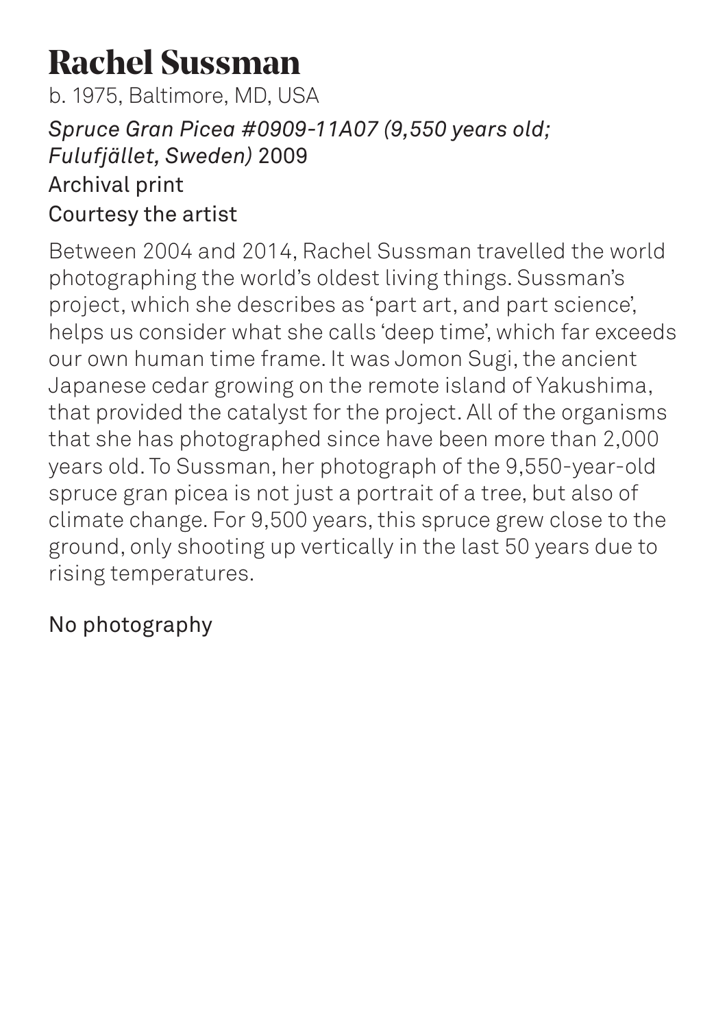# Rachel Sussman

b. 1975, Baltimore, MD, USA

*Spruce Gran Picea #0909-11A07 (9,550 years old; Fulufjället, Sweden)* 2009

Archival print

Courtesy the artist

Between 2004 and 2014, Rachel Sussman travelled the world photographing the world's oldest living things. Sussman's project, which she describes as 'part art, and part science', helps us consider what she calls 'deep time', which far exceeds our own human time frame. It was Jomon Sugi, the ancient Japanese cedar growing on the remote island of Yakushima, that provided the catalyst for the project. All of the organisms that she has photographed since have been more than 2,000 years old. To Sussman, her photograph of the 9,550-year-old spruce gran picea is not just a portrait of a tree, but also of climate change. For 9,500 years, this spruce grew close to the ground, only shooting up vertically in the last 50 years due to rising temperatures.

No photography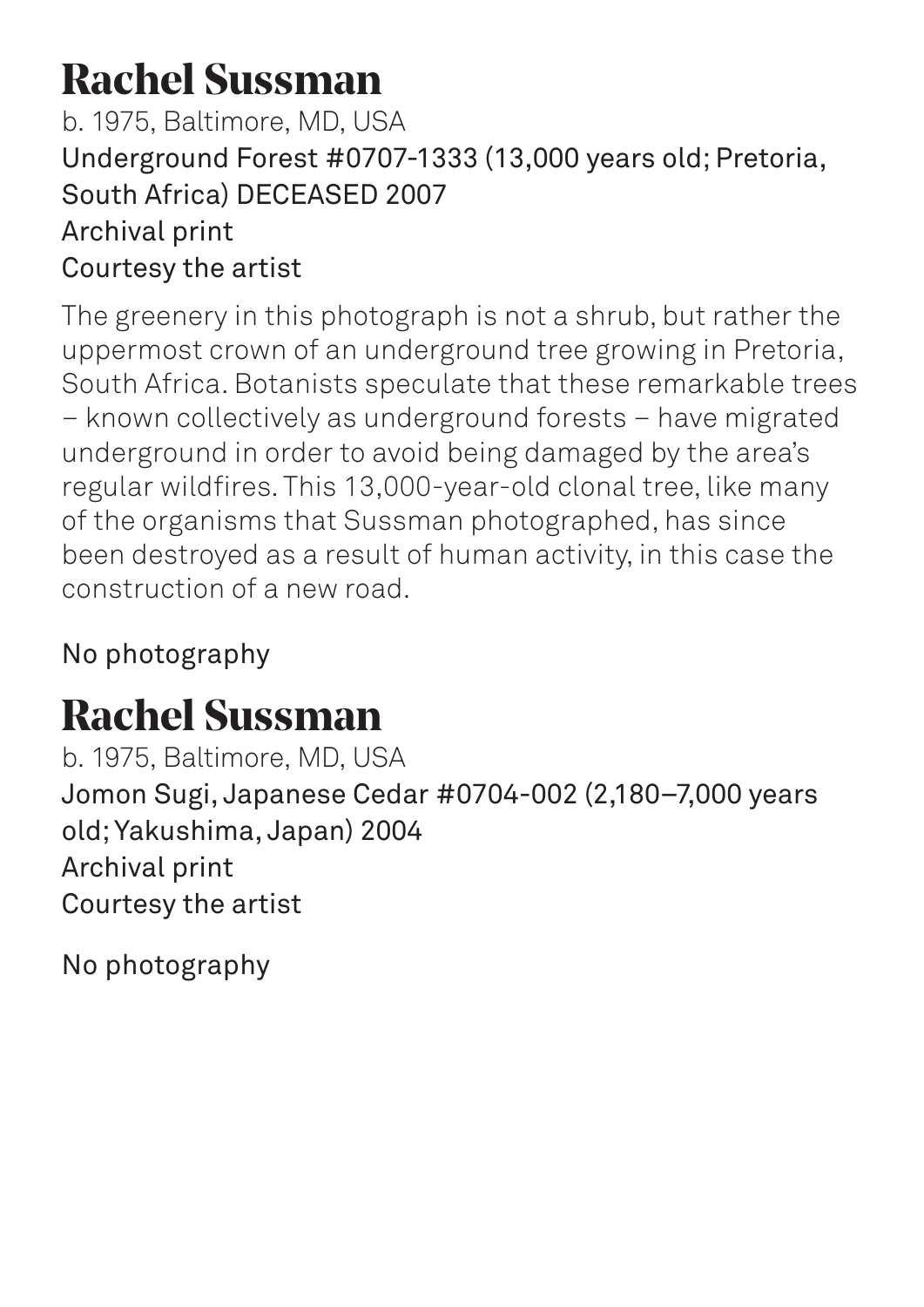## Rachel Sussman

b. 1975, Baltimore, MD, USA

Underground Forest #0707-1333 (13,000 years old; Pretoria, South Africa) DECEASED 2007

Archival print

Courtesy the artist

The greenery in this photograph is not a shrub, but rather the uppermost crown of an underground tree growing in Pretoria, South Africa. Botanists speculate that these remarkable trees – known collectively as underground forests – have migrated underground in order to avoid being damaged by the area's regular wildfires. This 13,000-year-old clonal tree, like many of the organisms that Sussman photographed, has since been destroyed as a result of human activity, in this case the construction of a new road.

No photography

## Rachel Sussman

b. 1975, Baltimore, MD, USA

Jomon Sugi, Japanese Cedar #0704-002 (2,180–7,000 years old; Yakushima, Japan) 2004

Archival print

Courtesy the artist

No photography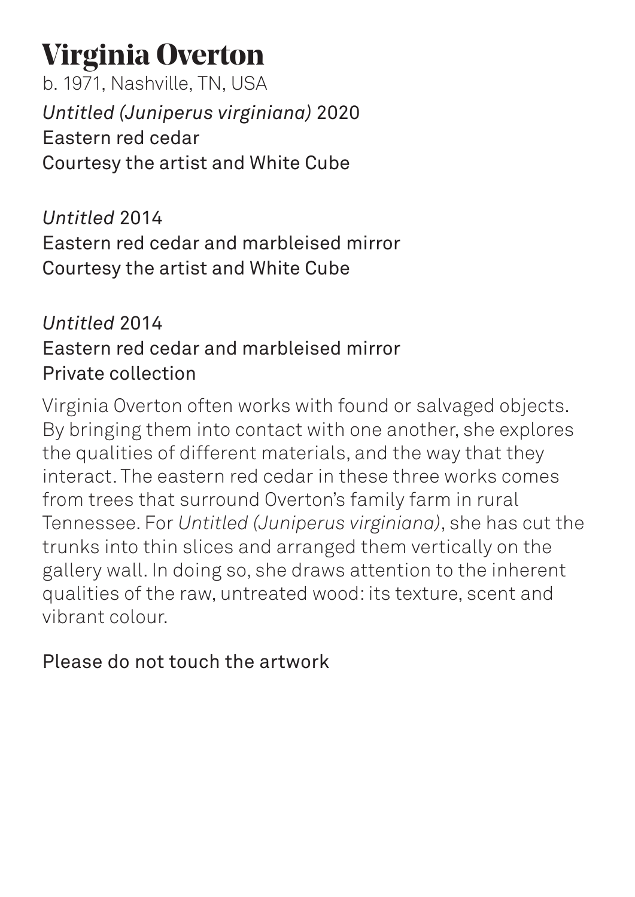# Virginia Overton

b. 1971, Nashville, TN, USA

*Untitled (Juniperus virginiana)* 2020
Eastern red cedar
Courtesy the artist and White Cube

*Untitled* 2014
Eastern red cedar and marbleised mirror
Courtesy the artist and White Cube

*Untitled* 2014
Eastern red cedar and marbleised mirror
Private collection

Virginia Overton often works with found or salvaged objects. By bringing them into contact with one another, she explores the qualities of different materials, and the way that they interact. The eastern red cedar in these three works comes from trees that surround Overton's family farm in rural Tennessee. For *Untitled (Juniperus virginiana)*, she has cut the trunks into thin slices and arranged them vertically on the gallery wall. In doing so, she draws attention to the inherent qualities of the raw, untreated wood: its texture, scent and vibrant colour.

Please do not touch the artwork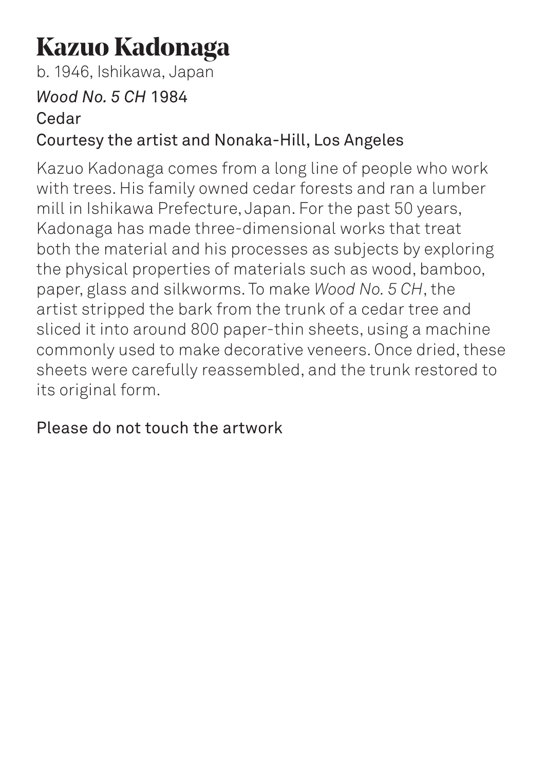# Kazuo Kadonaga

b. 1946, Ishikawa, Japan

*Wood No. 5 CH* 1984

Cedar

Courtesy the artist and Nonaka-Hill, Los Angeles

Kazuo Kadonaga comes from a long line of people who work with trees. His family owned cedar forests and ran a lumber mill in Ishikawa Prefecture, Japan. For the past 50 years, Kadonaga has made three-dimensional works that treat both the material and his processes as subjects by exploring the physical properties of materials such as wood, bamboo, paper, glass and silkworms. To make *Wood No. 5 CH*, the artist stripped the bark from the trunk of a cedar tree and sliced it into around 800 paper-thin sheets, using a machine commonly used to make decorative veneers. Once dried, these sheets were carefully reassembled, and the trunk restored to its original form.

Please do not touch the artwork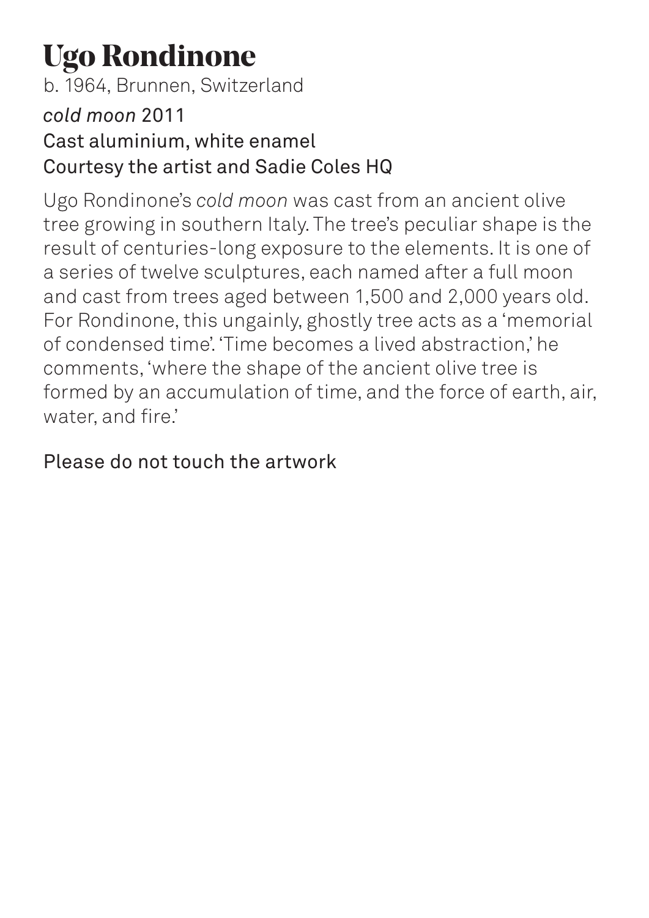# Ugo Rondinone

b. 1964, Brunnen, Switzerland

*cold moon* 2011
Cast aluminium, white enamel
Courtesy the artist and Sadie Coles HQ

Ugo Rondinone's *cold moon* was cast from an ancient olive tree growing in southern Italy. The tree's peculiar shape is the result of centuries-long exposure to the elements. It is one of a series of twelve sculptures, each named after a full moon and cast from trees aged between 1,500 and 2,000 years old. For Rondinone, this ungainly, ghostly tree acts as a 'memorial of condensed time'. 'Time becomes a lived abstraction,' he comments, 'where the shape of the ancient olive tree is formed by an accumulation of time, and the force of earth, air, water, and fire.'

Please do not touch the artwork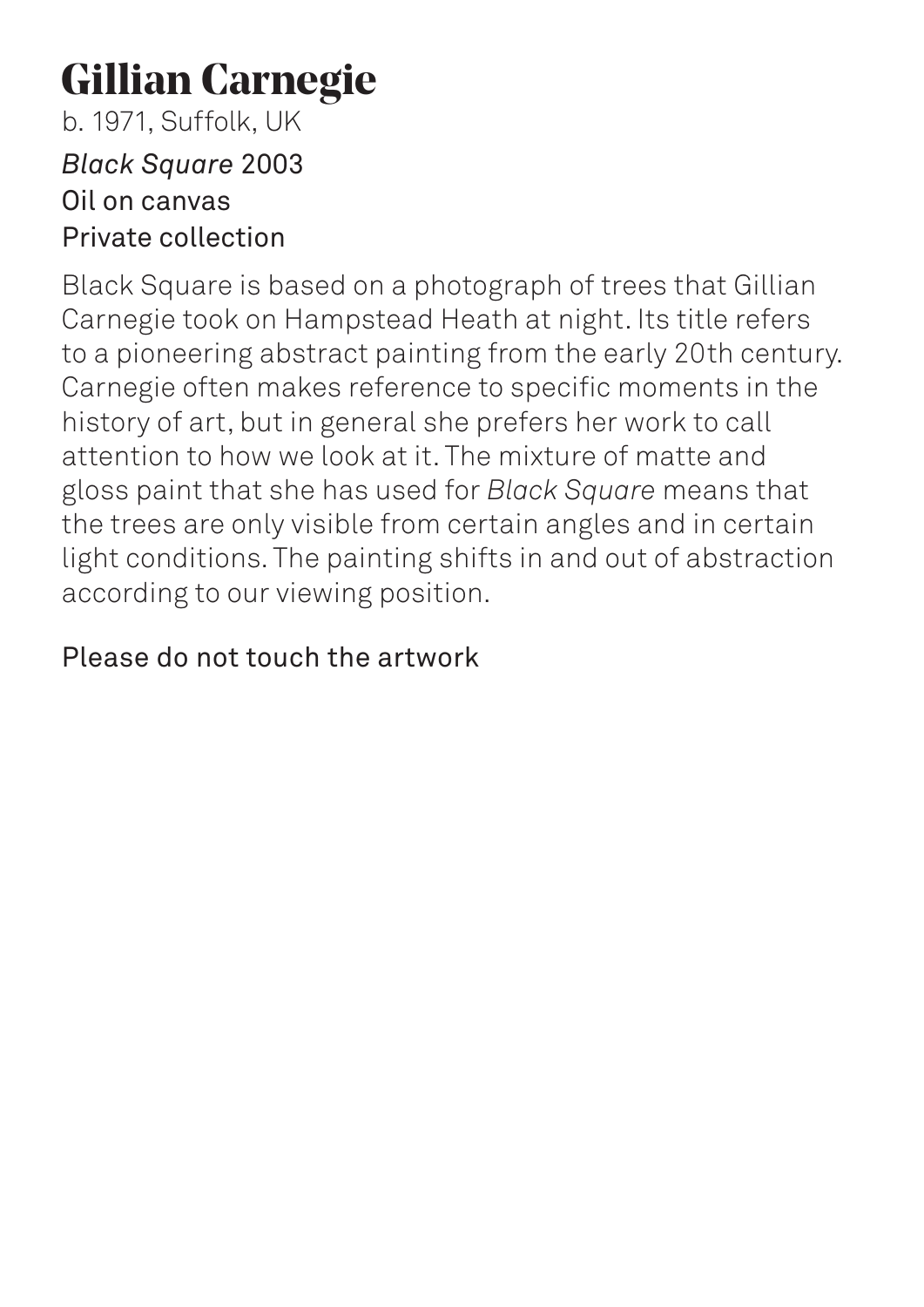# Gillian Carnegie

b. 1971, Suffolk, UK

*Black Square* 2003
Oil on canvas
Private collection

Black Square is based on a photograph of trees that Gillian Carnegie took on Hampstead Heath at night. Its title refers to a pioneering abstract painting from the early 20th century. Carnegie often makes reference to specific moments in the history of art, but in general she prefers her work to call attention to how we look at it. The mixture of matte and gloss paint that she has used for *Black Square* means that the trees are only visible from certain angles and in certain light conditions. The painting shifts in and out of abstraction according to our viewing position.

Please do not touch the artwork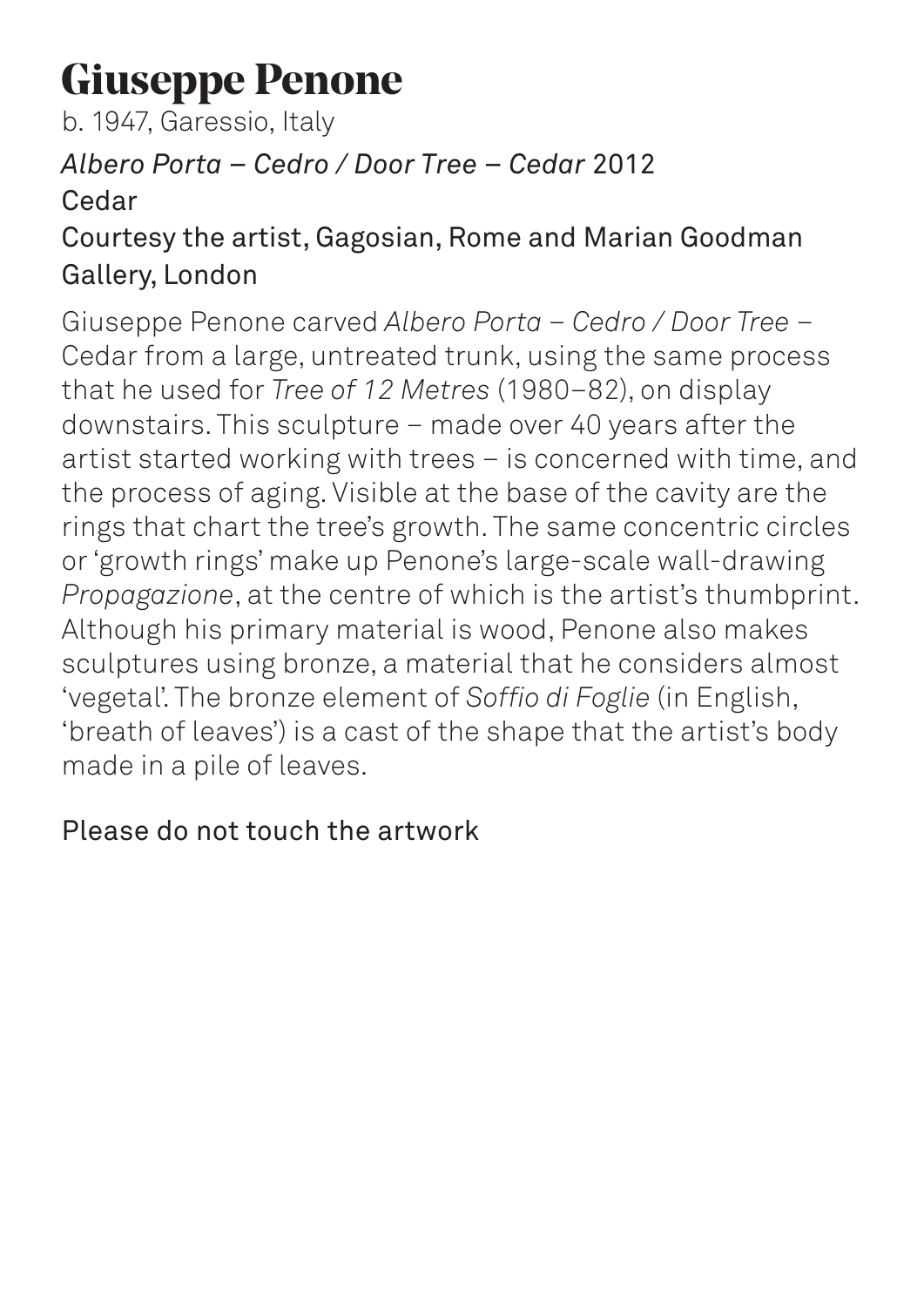# Giuseppe Penone

b. 1947, Garessio, Italy

*Albero Porta – Cedro / Door Tree – Cedar* 2012
Cedar
Courtesy the artist, Gagosian, Rome and Marian Goodman Gallery, London

Giuseppe Penone carved *Albero Porta – Cedro / Door Tree –* Cedar from a large, untreated trunk, using the same process that he used for *Tree of 12 Metres* (1980–82), on display downstairs. This sculpture – made over 40 years after the artist started working with trees – is concerned with time, and the process of aging. Visible at the base of the cavity are the rings that chart the tree's growth. The same concentric circles or 'growth rings' make up Penone's large-scale wall-drawing *Propagazione*, at the centre of which is the artist's thumbprint. Although his primary material is wood, Penone also makes sculptures using bronze, a material that he considers almost 'vegetal'. The bronze element of *Soffio di Foglie* (in English, 'breath of leaves') is a cast of the shape that the artist's body made in a pile of leaves.

Please do not touch the artwork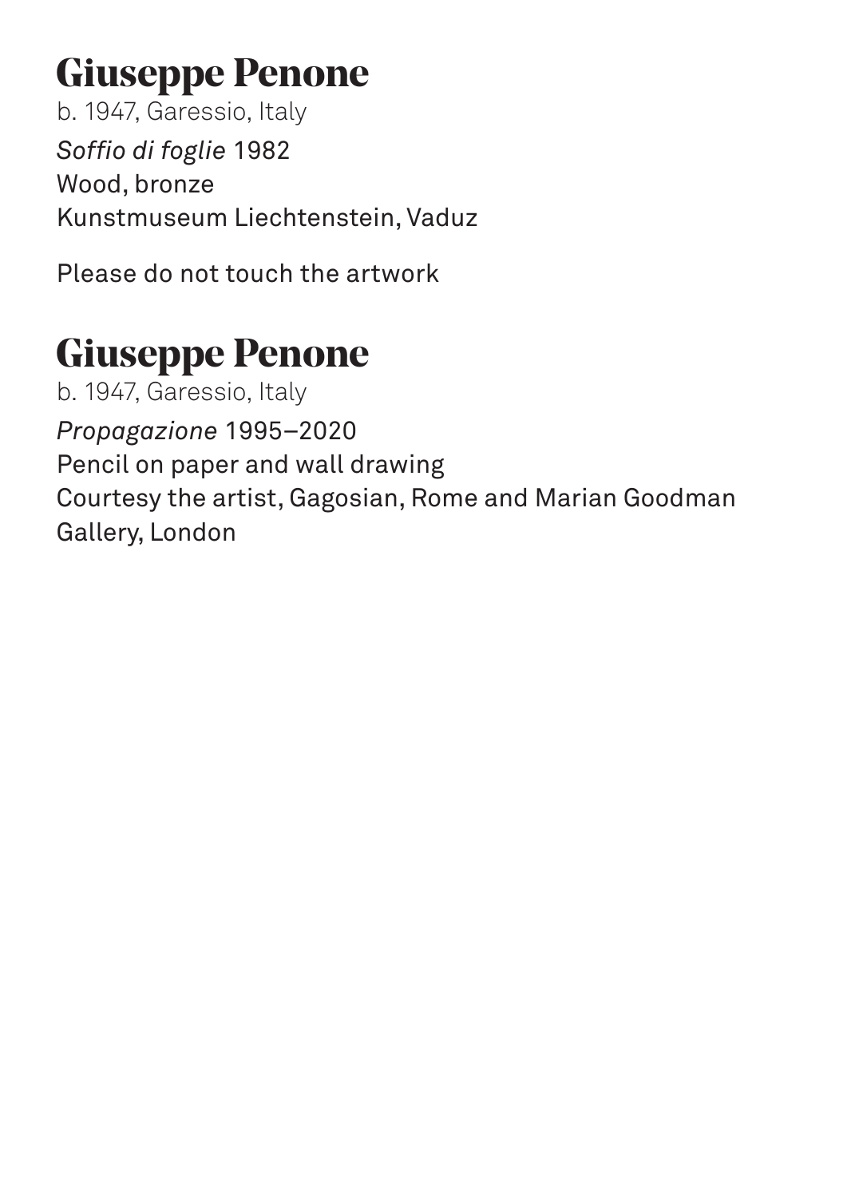## Giuseppe Penone

b. 1947, Garessio, Italy

*Soffio di foglie* 1982
Wood, bronze
Kunstmuseum Liechtenstein, Vaduz

Please do not touch the artwork

## Giuseppe Penone

b. 1947, Garessio, Italy

*Propagazione* 1995–2020
Pencil on paper and wall drawing
Courtesy the artist, Gagosian, Rome and Marian Goodman Gallery, London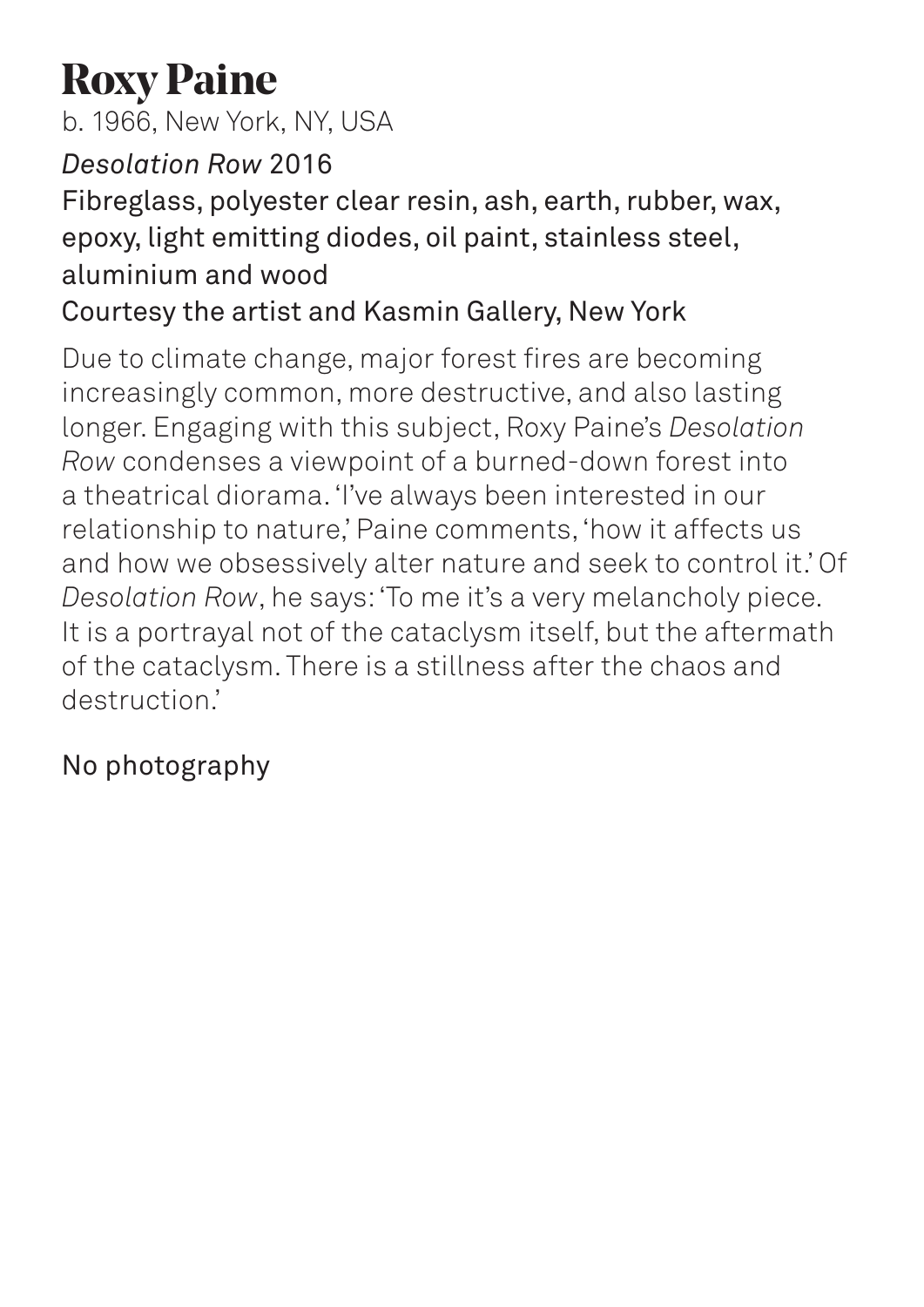# Roxy Paine

b. 1966, New York, NY, USA

*Desolation Row* 2016

Fibreglass, polyester clear resin, ash, earth, rubber, wax, epoxy, light emitting diodes, oil paint, stainless steel, aluminium and wood

Courtesy the artist and Kasmin Gallery, New York

Due to climate change, major forest fires are becoming increasingly common, more destructive, and also lasting longer. Engaging with this subject, Roxy Paine's *Desolation Row* condenses a viewpoint of a burned-down forest into a theatrical diorama. 'I've always been interested in our relationship to nature,' Paine comments, 'how it affects us and how we obsessively alter nature and seek to control it.' Of *Desolation Row*, he says: 'To me it's a very melancholy piece. It is a portrayal not of the cataclysm itself, but the aftermath of the cataclysm. There is a stillness after the chaos and destruction.'

No photography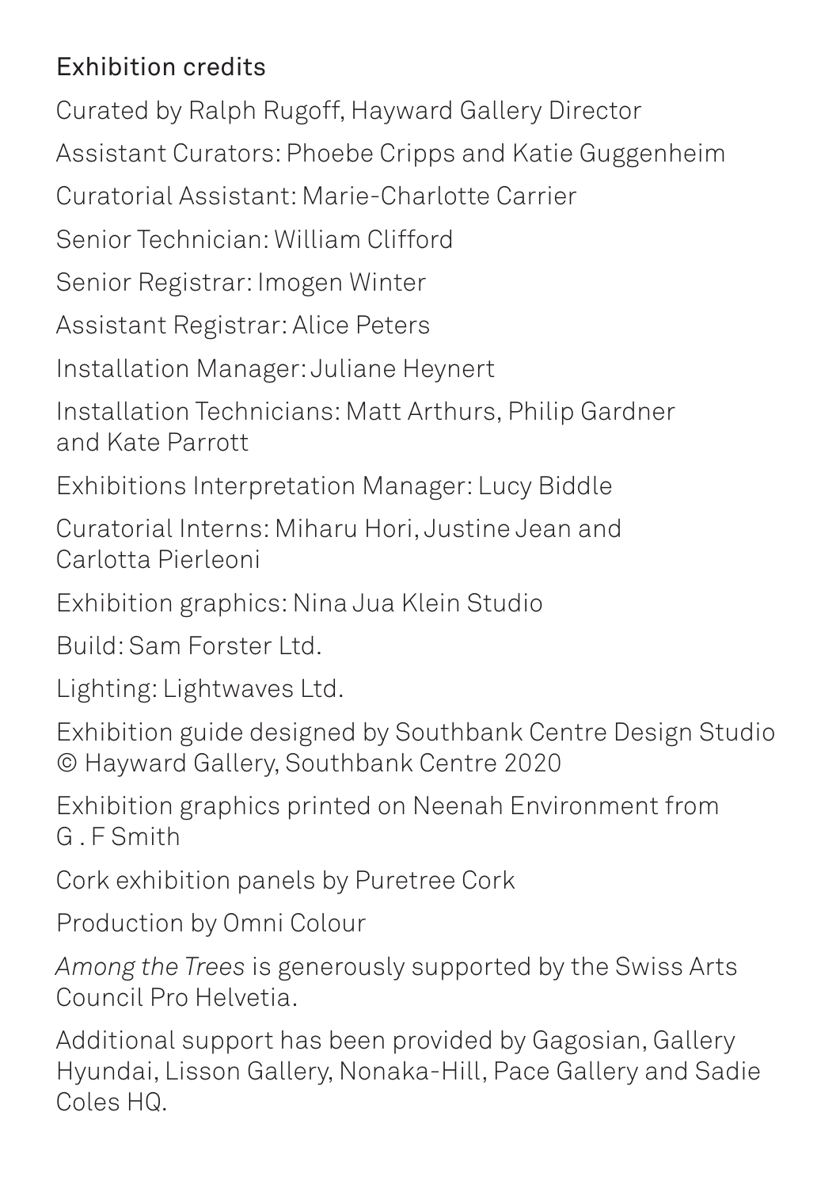## Exhibition credits

Curated by Ralph Rugoff, Hayward Gallery Director

Assistant Curators: Phoebe Cripps and Katie Guggenheim

Curatorial Assistant: Marie-Charlotte Carrier

Senior Technician: William Clifford

Senior Registrar: Imogen Winter

Assistant Registrar: Alice Peters

Installation Manager: Juliane Heynert

Installation Technicians: Matt Arthurs, Philip Gardner and Kate Parrott

Exhibitions Interpretation Manager: Lucy Biddle

Curatorial Interns: Miharu Hori, Justine Jean and Carlotta Pierleoni

Exhibition graphics: Nina Jua Klein Studio

Build: Sam Forster Ltd.

Lighting: Lightwaves Ltd.

Exhibition guide designed by Southbank Centre Design Studio © Hayward Gallery, Southbank Centre 2020

Exhibition graphics printed on Neenah Environment from G . F Smith

Cork exhibition panels by Puretree Cork

Production by Omni Colour

*Among the Trees* is generously supported by the Swiss Arts Council Pro Helvetia.

Additional support has been provided by Gagosian, Gallery Hyundai, Lisson Gallery, Nonaka-Hill, Pace Gallery and Sadie Coles HQ.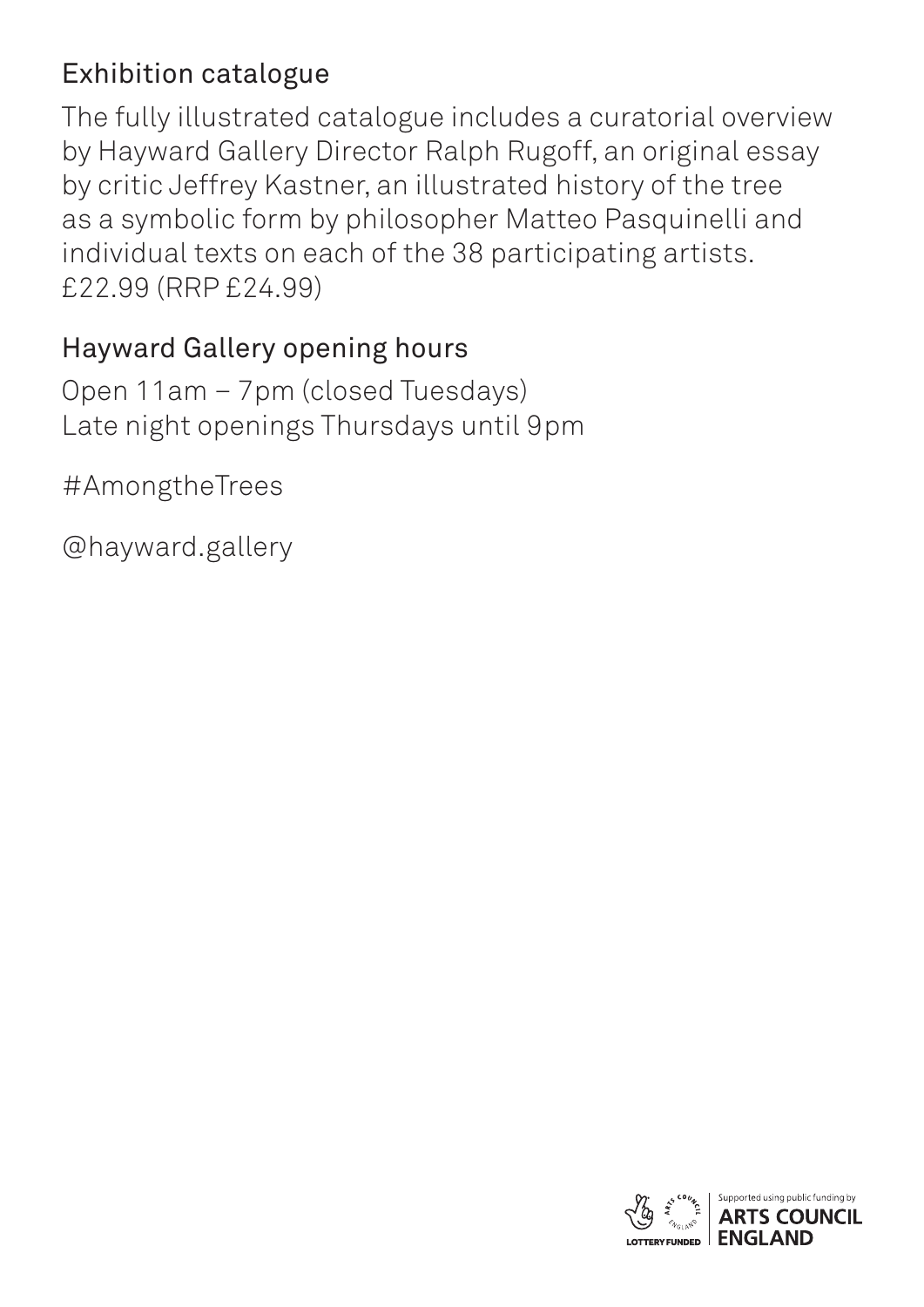## Exhibition catalogue

The fully illustrated catalogue includes a curatorial overview by Hayward Gallery Director Ralph Rugoff, an original essay by critic Jeffrey Kastner, an illustrated history of the tree as a symbolic form by philosopher Matteo Pasquinelli and individual texts on each of the 38 participating artists.
£22.99 (RRP £24.99)

## Hayward Gallery opening hours

Open 11am – 7pm (closed Tuesdays)
Late night openings Thursdays until 9pm

#AmongtheTrees

@hayward.gallery

LOTTERY FUNDED | Supported using public funding by ARTS COUNCIL ENGLAND